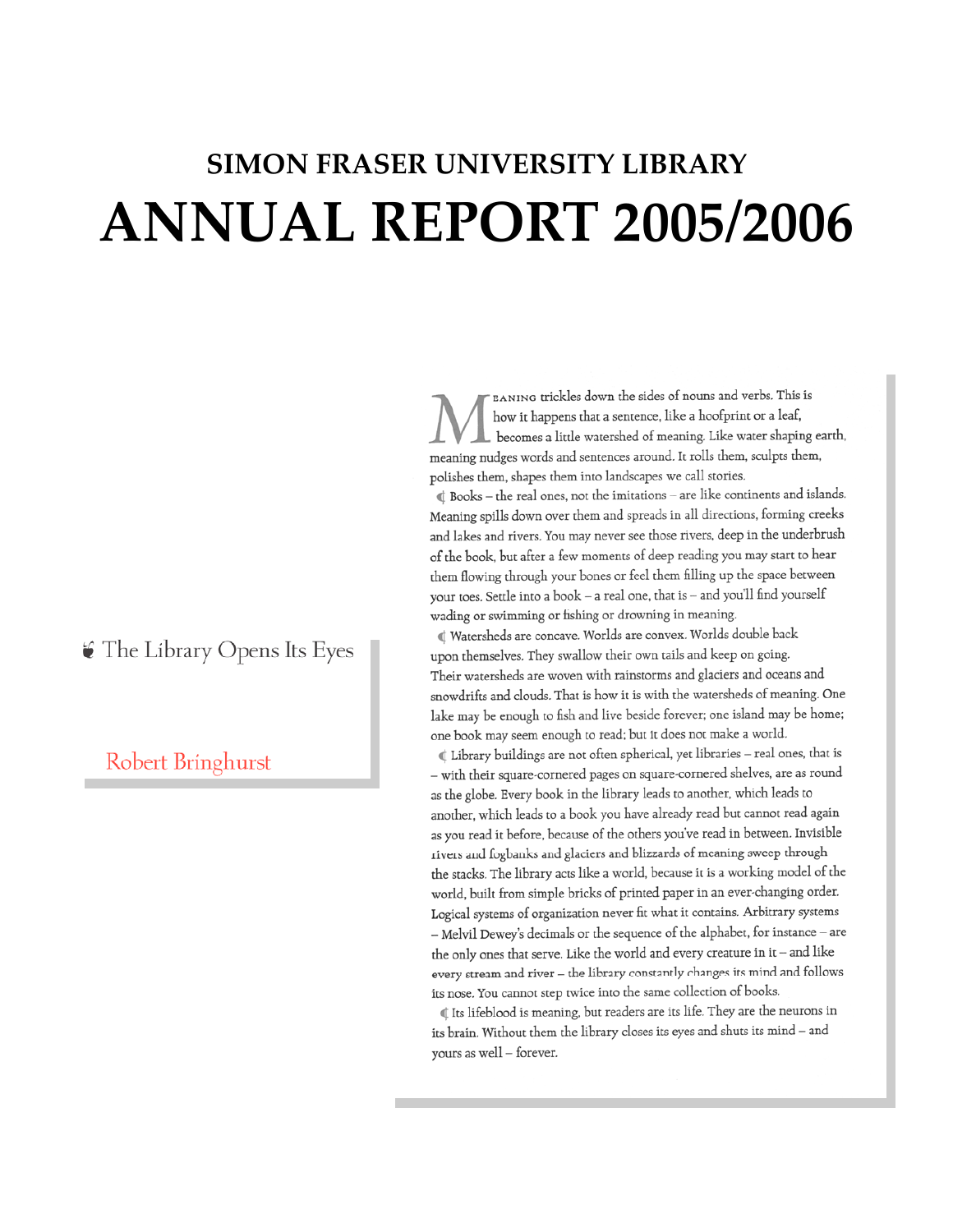# SIMON FRASER UNIVERSITY LIBRARY
# ANNUAL REPORT 2005/2006

## The Library Opens Its Eyes

Robert Bringhurst

Meaning trickles down the sides of nouns and verbs. This is how it happens that a sentence, like a hoofprint or a leaf, becomes a little watershed of meaning. Like water shaping earth, meaning nudges words and sentences around. It rolls them, sculpts them, polishes them, shapes them into landscapes we call stories.

Books – the real ones, not the imitations – are like continents and islands. Meaning spills down over them and spreads in all directions, forming creeks and lakes and rivers. You may never see those rivers, deep in the underbrush of the book, but after a few moments of deep reading you may start to hear them flowing through your bones or feel them filling up the space between your toes. Settle into a book – a real one, that is – and you'll find yourself wading or swimming or fishing or drowning in meaning.

Watersheds are concave. Worlds are convex. Worlds double back upon themselves. They swallow their own tails and keep on going. Their watersheds are woven with rainstorms and glaciers and oceans and snowdrifts and clouds. That is how it is with the watersheds of meaning. One lake may be enough to fish and live beside forever; one island may be home; one book may seem enough to read; but it does not make a world.

Library buildings are not often spherical, yet libraries – real ones, that is – with their square-cornered pages on square-cornered shelves, are as round as the globe. Every book in the library leads to another, which leads to another, which leads to a book you have already read but cannot read again as you read it before, because of the others you've read in between. Invisible rivers and fogbanks and glaciers and blizzards of meaning sweep through the stacks. The library acts like a world, because it is a working model of the world, built from simple bricks of printed paper in an ever-changing order. Logical systems of organization never fit what it contains. Arbitrary systems – Melvil Dewey's decimals or the sequence of the alphabet, for instance – are the only ones that serve. Like the world and every creature in it – and like every stream and river – the library constantly changes its mind and follows its nose. You cannot step twice into the same collection of books.

Its lifeblood is meaning, but readers are its life. They are the neurons in its brain. Without them the library closes its eyes and shuts its mind – and yours as well – forever.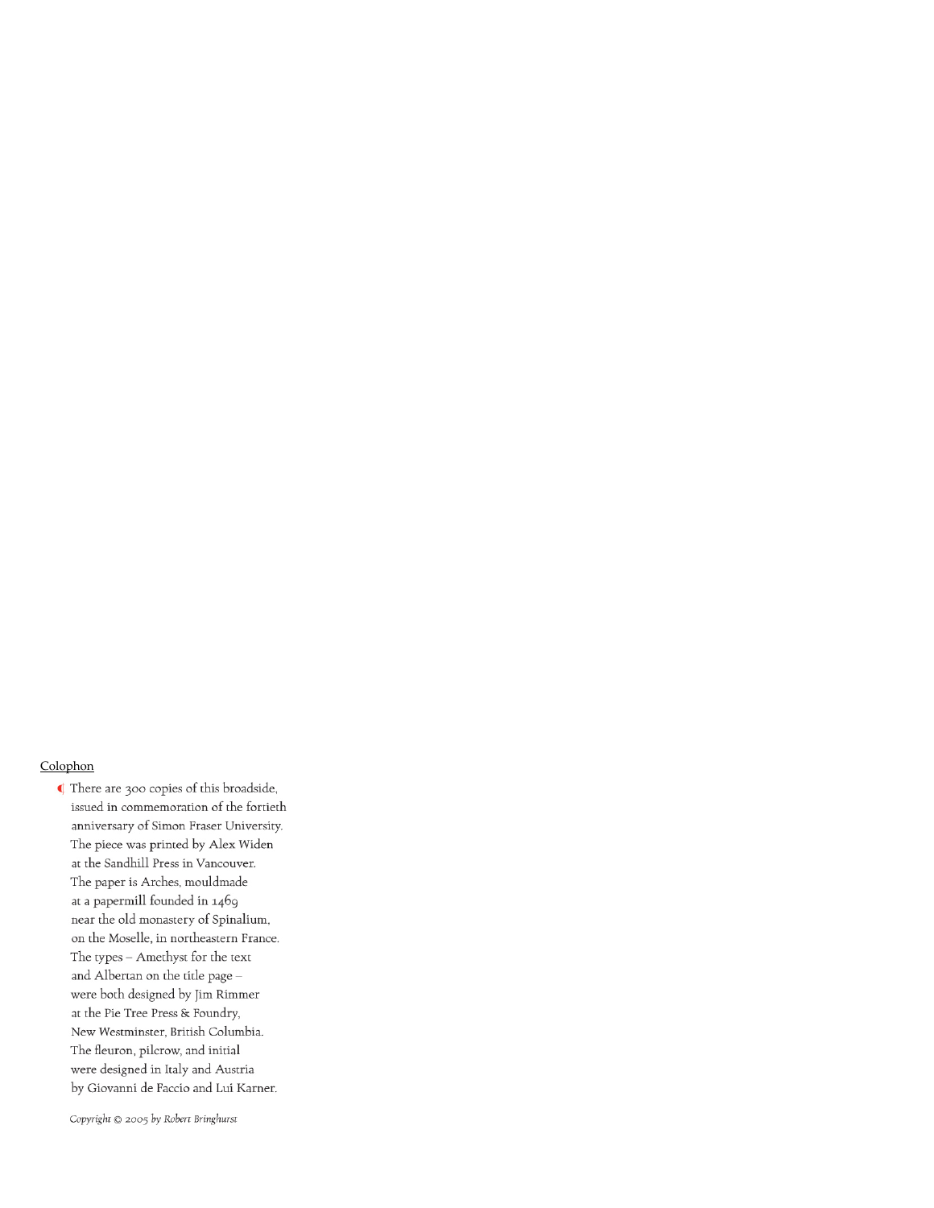## Colophon

¶ There are 300 copies of this broadside,
issued in commemoration of the fortieth
anniversary of Simon Fraser University.
The piece was printed by Alex Widen
at the Sandhill Press in Vancouver.
The paper is Arches, mouldmade
at a papermill founded in 1469
near the old monastery of Spinalium,
on the Moselle, in northeastern France.
The types – Amethyst for the text
and Albertan on the title page –
were both designed by Jim Rimmer
at the Pie Tree Press & Foundry,
New Westminster, British Columbia.
The fleuron, pilcrow, and initial
were designed in Italy and Austria
by Giovanni de Faccio and Lui Karner.

*Copyright © 2005 by Robert Bringhurst*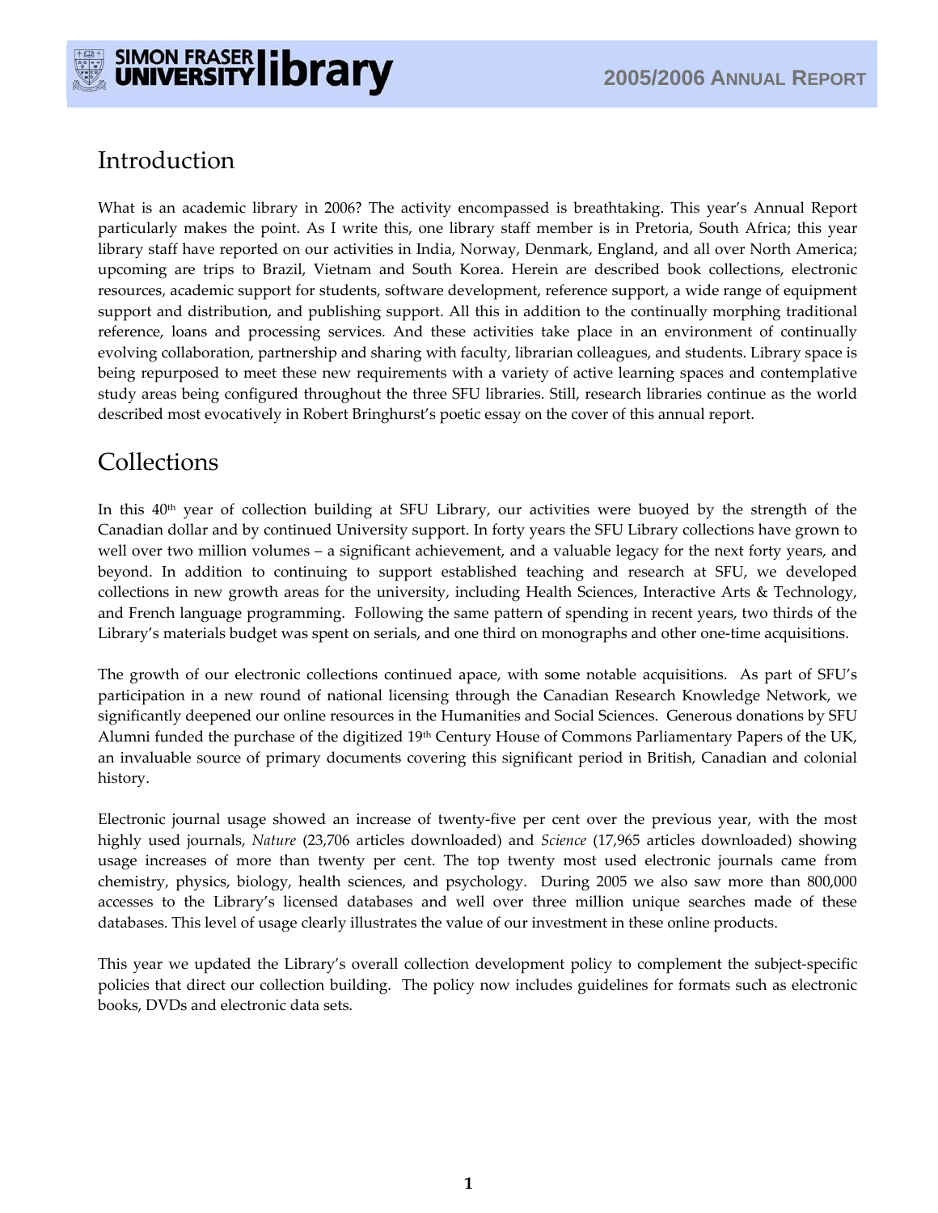## Introduction

What is an academic library in 2006? The activity encompassed is breathtaking. This year's Annual Report particularly makes the point. As I write this, one library staff member is in Pretoria, South Africa; this year library staff have reported on our activities in India, Norway, Denmark, England, and all over North America; upcoming are trips to Brazil, Vietnam and South Korea. Herein are described book collections, electronic resources, academic support for students, software development, reference support, a wide range of equipment support and distribution, and publishing support. All this in addition to the continually morphing traditional reference, loans and processing services. And these activities take place in an environment of continually evolving collaboration, partnership and sharing with faculty, librarian colleagues, and students. Library space is being repurposed to meet these new requirements with a variety of active learning spaces and contemplative study areas being configured throughout the three SFU libraries. Still, research libraries continue as the world described most evocatively in Robert Bringhurst's poetic essay on the cover of this annual report.

## Collections

In this 40th year of collection building at SFU Library, our activities were buoyed by the strength of the Canadian dollar and by continued University support. In forty years the SFU Library collections have grown to well over two million volumes – a significant achievement, and a valuable legacy for the next forty years, and beyond. In addition to continuing to support established teaching and research at SFU, we developed collections in new growth areas for the university, including Health Sciences, Interactive Arts & Technology, and French language programming. Following the same pattern of spending in recent years, two thirds of the Library's materials budget was spent on serials, and one third on monographs and other one-time acquisitions.

The growth of our electronic collections continued apace, with some notable acquisitions. As part of SFU's participation in a new round of national licensing through the Canadian Research Knowledge Network, we significantly deepened our online resources in the Humanities and Social Sciences. Generous donations by SFU Alumni funded the purchase of the digitized 19th Century House of Commons Parliamentary Papers of the UK, an invaluable source of primary documents covering this significant period in British, Canadian and colonial history.

Electronic journal usage showed an increase of twenty-five per cent over the previous year, with the most highly used journals, *Nature* (23,706 articles downloaded) and *Science* (17,965 articles downloaded) showing usage increases of more than twenty per cent. The top twenty most used electronic journals came from chemistry, physics, biology, health sciences, and psychology. During 2005 we also saw more than 800,000 accesses to the Library's licensed databases and well over three million unique searches made of these databases. This level of usage clearly illustrates the value of our investment in these online products.

This year we updated the Library's overall collection development policy to complement the subject-specific policies that direct our collection building. The policy now includes guidelines for formats such as electronic books, DVDs and electronic data sets.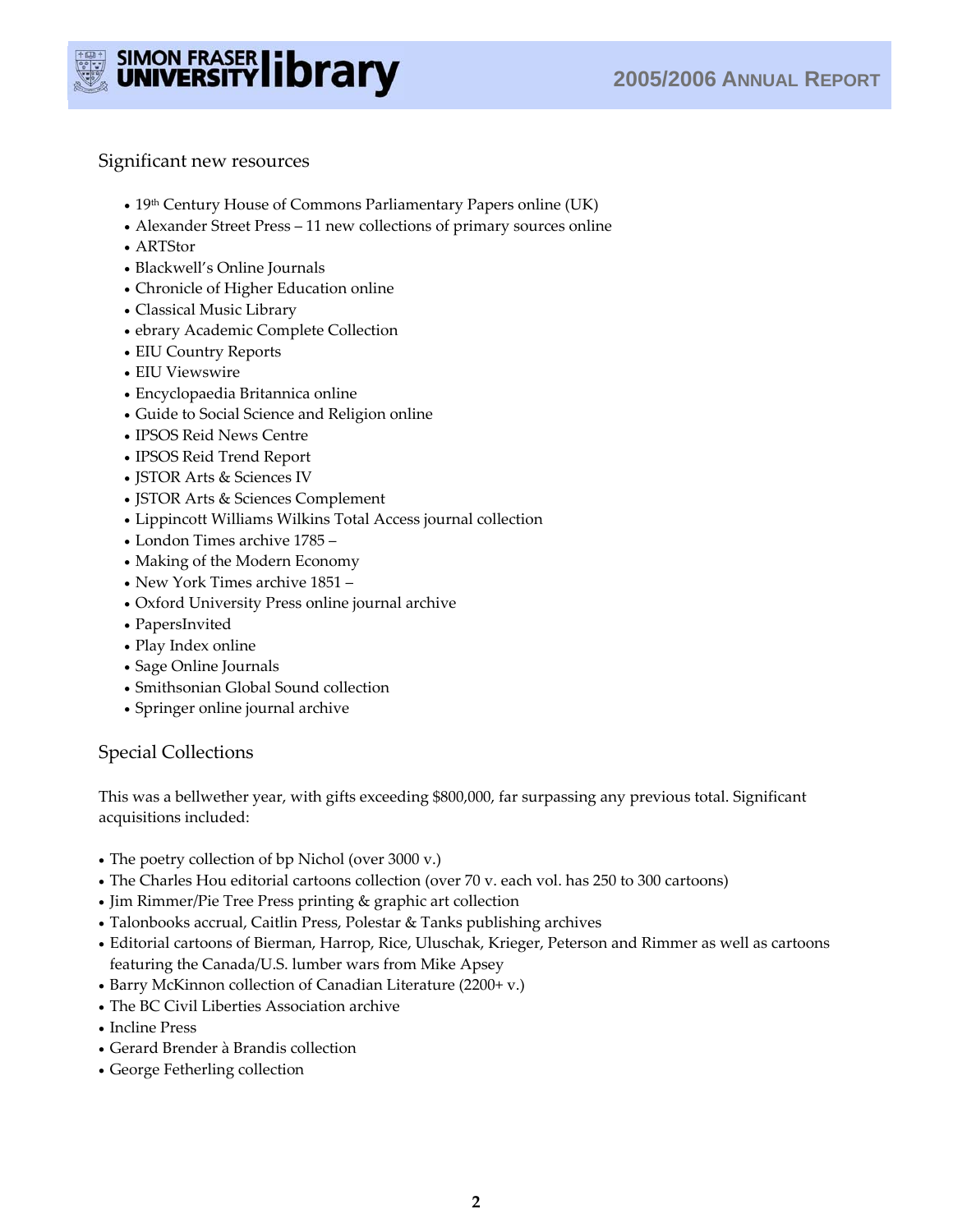## Significant new resources

- 19th Century House of Commons Parliamentary Papers online (UK)
- Alexander Street Press – 11 new collections of primary sources online
- ARTStor
- Blackwell's Online Journals
- Chronicle of Higher Education online
- Classical Music Library
- ebrary Academic Complete Collection
- EIU Country Reports
- EIU Viewswire
- Encyclopaedia Britannica online
- Guide to Social Science and Religion online
- IPSOS Reid News Centre
- IPSOS Reid Trend Report
- JSTOR Arts & Sciences IV
- JSTOR Arts & Sciences Complement
- Lippincott Williams Wilkins Total Access journal collection
- London Times archive 1785 –
- Making of the Modern Economy
- New York Times archive 1851 –
- Oxford University Press online journal archive
- PapersInvited
- Play Index online
- Sage Online Journals
- Smithsonian Global Sound collection
- Springer online journal archive

## Special Collections

This was a bellwether year, with gifts exceeding $800,000, far surpassing any previous total. Significant acquisitions included:

- The poetry collection of bp Nichol (over 3000 v.)
- The Charles Hou editorial cartoons collection (over 70 v. each vol. has 250 to 300 cartoons)
- Jim Rimmer/Pie Tree Press printing & graphic art collection
- Talonbooks accrual, Caitlin Press, Polestar & Tanks publishing archives
- Editorial cartoons of Bierman, Harrop, Rice, Uluschak, Krieger, Peterson and Rimmer as well as cartoons featuring the Canada/U.S. lumber wars from Mike Apsey
- Barry McKinnon collection of Canadian Literature (2200+ v.)
- The BC Civil Liberties Association archive
- Incline Press
- Gerard Brender à Brandis collection
- George Fetherling collection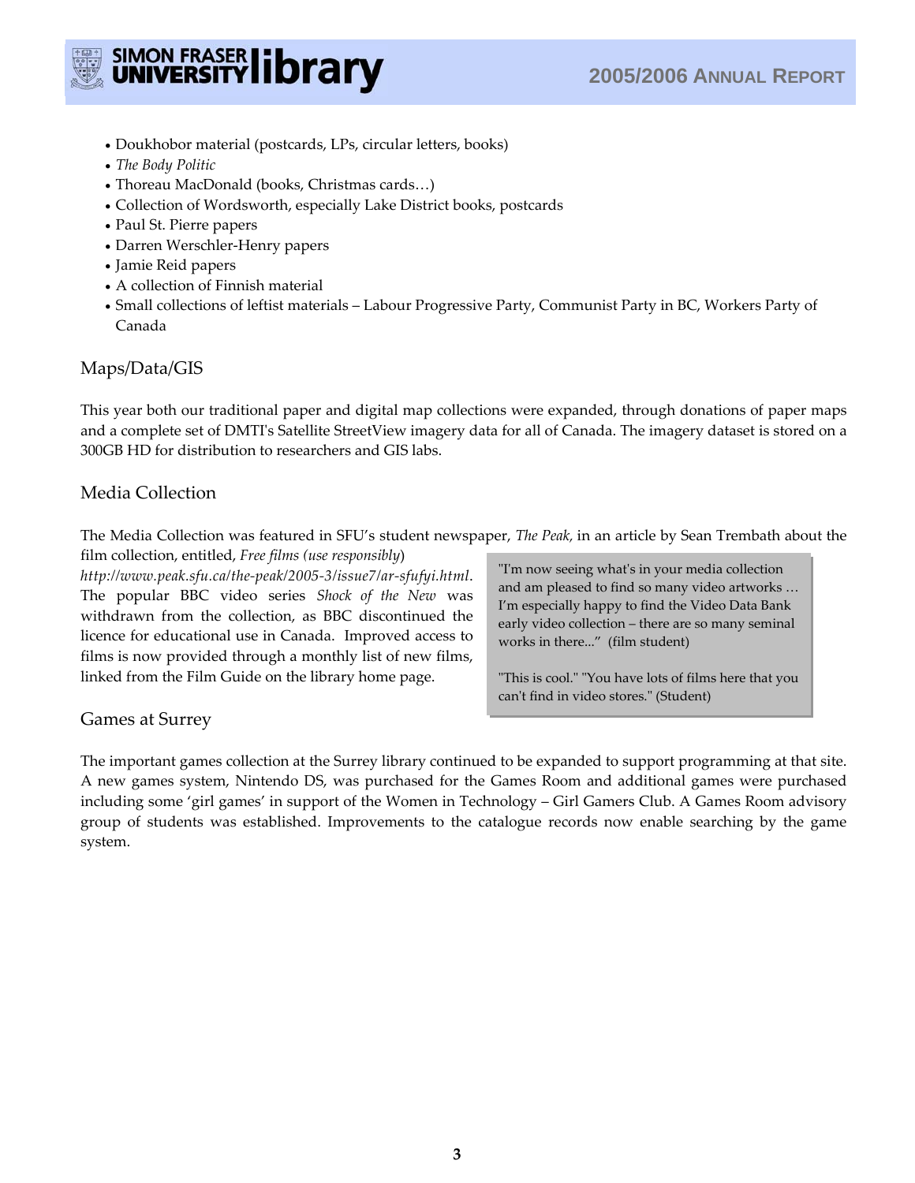- Doukhobor material (postcards, LPs, circular letters, books)
- *The Body Politic*
- Thoreau MacDonald (books, Christmas cards…)
- Collection of Wordsworth, especially Lake District books, postcards
- Paul St. Pierre papers
- Darren Werschler-Henry papers
- Jamie Reid papers
- A collection of Finnish material
- Small collections of leftist materials – Labour Progressive Party, Communist Party in BC, Workers Party of Canada

## Maps/Data/GIS

This year both our traditional paper and digital map collections were expanded, through donations of paper maps and a complete set of DMTI's Satellite StreetView imagery data for all of Canada. The imagery dataset is stored on a 300GB HD for distribution to researchers and GIS labs.

## Media Collection

The Media Collection was featured in SFU's student newspaper, *The Peak,* in an article by Sean Trembath about the film collection, entitled, *Free films (use responsibly)* *http://www.peak.sfu.ca/the-peak/2005-3/issue7/ar-sfufyi.html*. The popular BBC video series *Shock of the New* was withdrawn from the collection, as BBC discontinued the licence for educational use in Canada. Improved access to films is now provided through a monthly list of new films, linked from the Film Guide on the library home page.

> "I'm now seeing what's in your media collection and am pleased to find so many video artworks … I'm especially happy to find the Video Data Bank early video collection – there are so many seminal works in there..." (film student)
>
> "This is cool." "You have lots of films here that you can't find in video stores." (Student)

## Games at Surrey

The important games collection at the Surrey library continued to be expanded to support programming at that site. A new games system, Nintendo DS, was purchased for the Games Room and additional games were purchased including some 'girl games' in support of the Women in Technology – Girl Gamers Club. A Games Room advisory group of students was established. Improvements to the catalogue records now enable searching by the game system.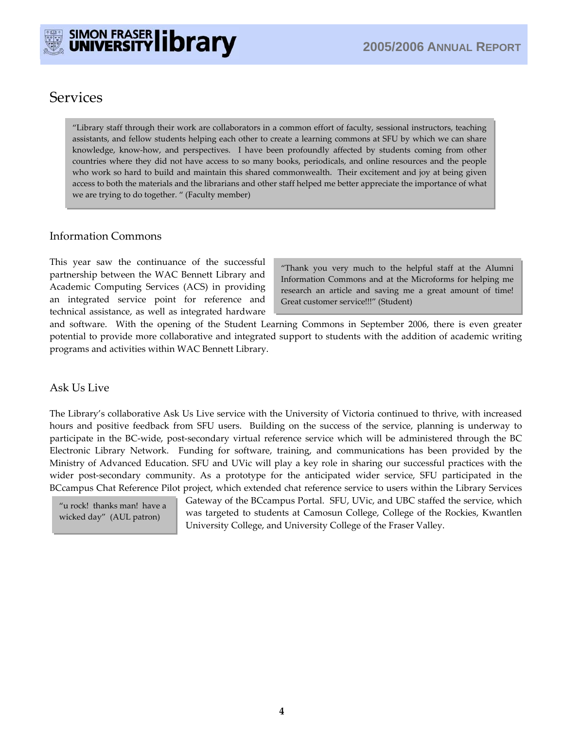# Services

> "Library staff through their work are collaborators in a common effort of faculty, sessional instructors, teaching assistants, and fellow students helping each other to create a learning commons at SFU by which we can share knowledge, know-how, and perspectives. I have been profoundly affected by students coming from other countries where they did not have access to so many books, periodicals, and online resources and the people who work so hard to build and maintain this shared commonwealth. Their excitement and joy at being given access to both the materials and the librarians and other staff helped me better appreciate the importance of what we are trying to do together. " (Faculty member)

## Information Commons

> "Thank you very much to the helpful staff at the Alumni Information Commons and at the Microforms for helping me research an article and saving me a great amount of time! Great customer service!!!" (Student)

This year saw the continuance of the successful partnership between the WAC Bennett Library and Academic Computing Services (ACS) in providing an integrated service point for reference and technical assistance, as well as integrated hardware and software. With the opening of the Student Learning Commons in September 2006, there is even greater potential to provide more collaborative and integrated support to students with the addition of academic writing programs and activities within WAC Bennett Library.

## Ask Us Live

The Library's collaborative Ask Us Live service with the University of Victoria continued to thrive, with increased hours and positive feedback from SFU users. Building on the success of the service, planning is underway to participate in the BC-wide, post-secondary virtual reference service which will be administered through the BC Electronic Library Network. Funding for software, training, and communications has been provided by the Ministry of Advanced Education. SFU and UVic will play a key role in sharing our successful practices with the wider post-secondary community. As a prototype for the anticipated wider service, SFU participated in the BCcampus Chat Reference Pilot project, which extended chat reference service to users within the Library Services Gateway of the BCcampus Portal. SFU, UVic, and UBC staffed the service, which was targeted to students at Camosun College, College of the Rockies, Kwantlen University College, and University College of the Fraser Valley.

> "u rock! thanks man! have a wicked day" (AUL patron)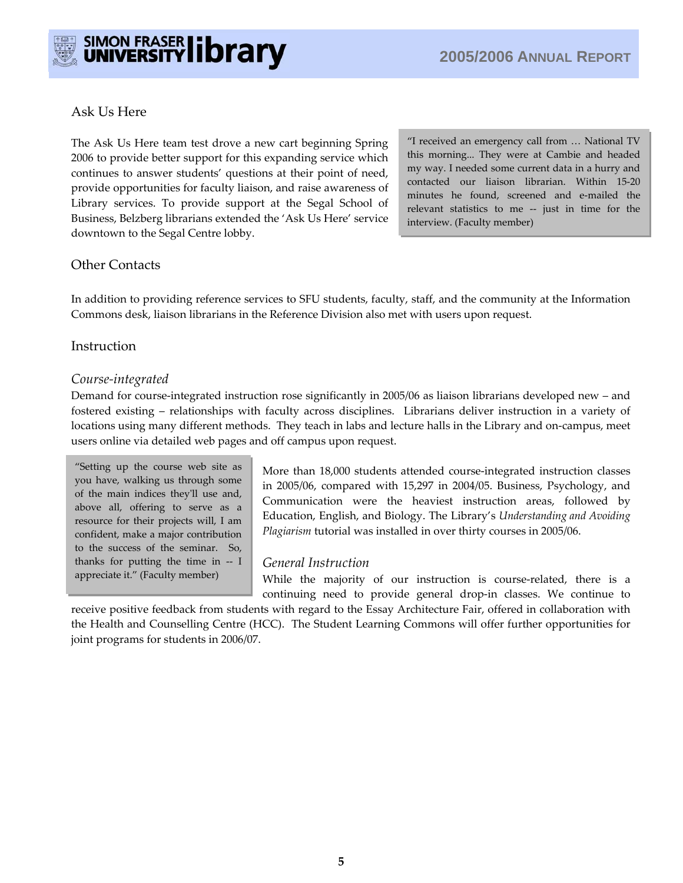## Ask Us Here

The Ask Us Here team test drove a new cart beginning Spring 2006 to provide better support for this expanding service which continues to answer students' questions at their point of need, provide opportunities for faculty liaison, and raise awareness of Library services. To provide support at the Segal School of Business, Belzberg librarians extended the 'Ask Us Here' service downtown to the Segal Centre lobby.

> "I received an emergency call from … National TV this morning... They were at Cambie and headed my way. I needed some current data in a hurry and contacted our liaison librarian. Within 15-20 minutes he found, screened and e-mailed the relevant statistics to me -- just in time for the interview. (Faculty member)

## Other Contacts

In addition to providing reference services to SFU students, faculty, staff, and the community at the Information Commons desk, liaison librarians in the Reference Division also met with users upon request.

## Instruction

### *Course-integrated*

Demand for course-integrated instruction rose significantly in 2005/06 as liaison librarians developed new – and fostered existing – relationships with faculty across disciplines. Librarians deliver instruction in a variety of locations using many different methods. They teach in labs and lecture halls in the Library and on-campus, meet users online via detailed web pages and off campus upon request.

> "Setting up the course web site as you have, walking us through some of the main indices they'll use and, above all, offering to serve as a resource for their projects will, I am confident, make a major contribution to the success of the seminar. So, thanks for putting the time in -- I appreciate it." (Faculty member)

More than 18,000 students attended course-integrated instruction classes in 2005/06, compared with 15,297 in 2004/05. Business, Psychology, and Communication were the heaviest instruction areas, followed by Education, English, and Biology. The Library's *Understanding and Avoiding Plagiarism* tutorial was installed in over thirty courses in 2005/06.

### *General Instruction*

While the majority of our instruction is course-related, there is a continuing need to provide general drop-in classes. We continue to receive positive feedback from students with regard to the Essay Architecture Fair, offered in collaboration with the Health and Counselling Centre (HCC). The Student Learning Commons will offer further opportunities for joint programs for students in 2006/07.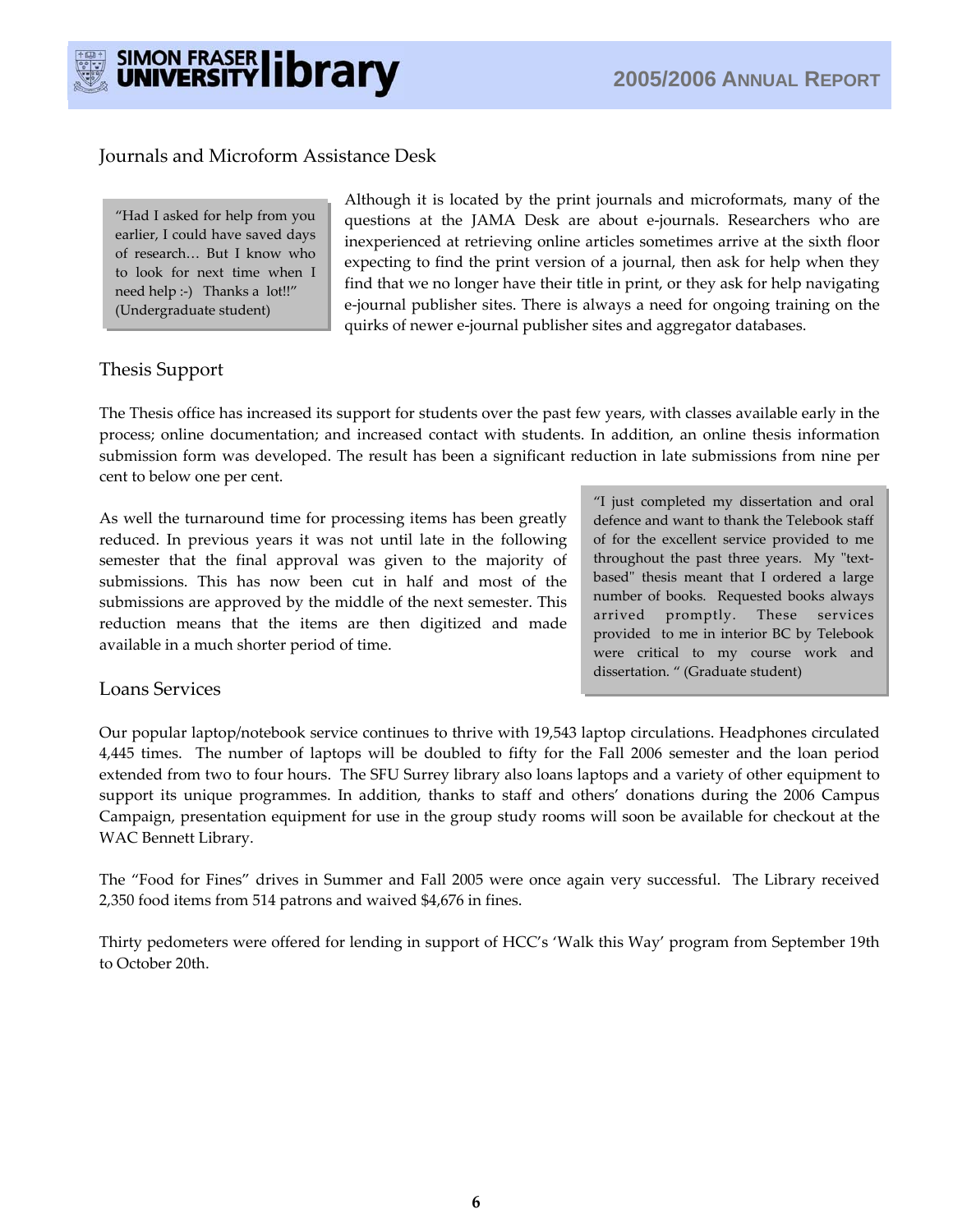## Journals and Microform Assistance Desk

> "Had I asked for help from you earlier, I could have saved days of research… But I know who to look for next time when I need help :-) Thanks a lot!!" (Undergraduate student)

Although it is located by the print journals and microformats, many of the questions at the JAMA Desk are about e-journals. Researchers who are inexperienced at retrieving online articles sometimes arrive at the sixth floor expecting to find the print version of a journal, then ask for help when they find that we no longer have their title in print, or they ask for help navigating e-journal publisher sites. There is always a need for ongoing training on the quirks of newer e-journal publisher sites and aggregator databases.

## Thesis Support

The Thesis office has increased its support for students over the past few years, with classes available early in the process; online documentation; and increased contact with students. In addition, an online thesis information submission form was developed. The result has been a significant reduction in late submissions from nine per cent to below one per cent.

As well the turnaround time for processing items has been greatly reduced. In previous years it was not until late in the following semester that the final approval was given to the majority of submissions. This has now been cut in half and most of the submissions are approved by the middle of the next semester. This reduction means that the items are then digitized and made available in a much shorter period of time.

> "I just completed my dissertation and oral defence and want to thank the Telebook staff of for the excellent service provided to me throughout the past three years. My "text-based" thesis meant that I ordered a large number of books. Requested books always arrived promptly. These services provided to me in interior BC by Telebook were critical to my course work and dissertation. " (Graduate student)

## Loans Services

Our popular laptop/notebook service continues to thrive with 19,543 laptop circulations. Headphones circulated 4,445 times. The number of laptops will be doubled to fifty for the Fall 2006 semester and the loan period extended from two to four hours. The SFU Surrey library also loans laptops and a variety of other equipment to support its unique programmes. In addition, thanks to staff and others' donations during the 2006 Campus Campaign, presentation equipment for use in the group study rooms will soon be available for checkout at the WAC Bennett Library.

The "Food for Fines" drives in Summer and Fall 2005 were once again very successful. The Library received 2,350 food items from 514 patrons and waived $4,676 in fines.

Thirty pedometers were offered for lending in support of HCC's 'Walk this Way' program from September 19th to October 20th.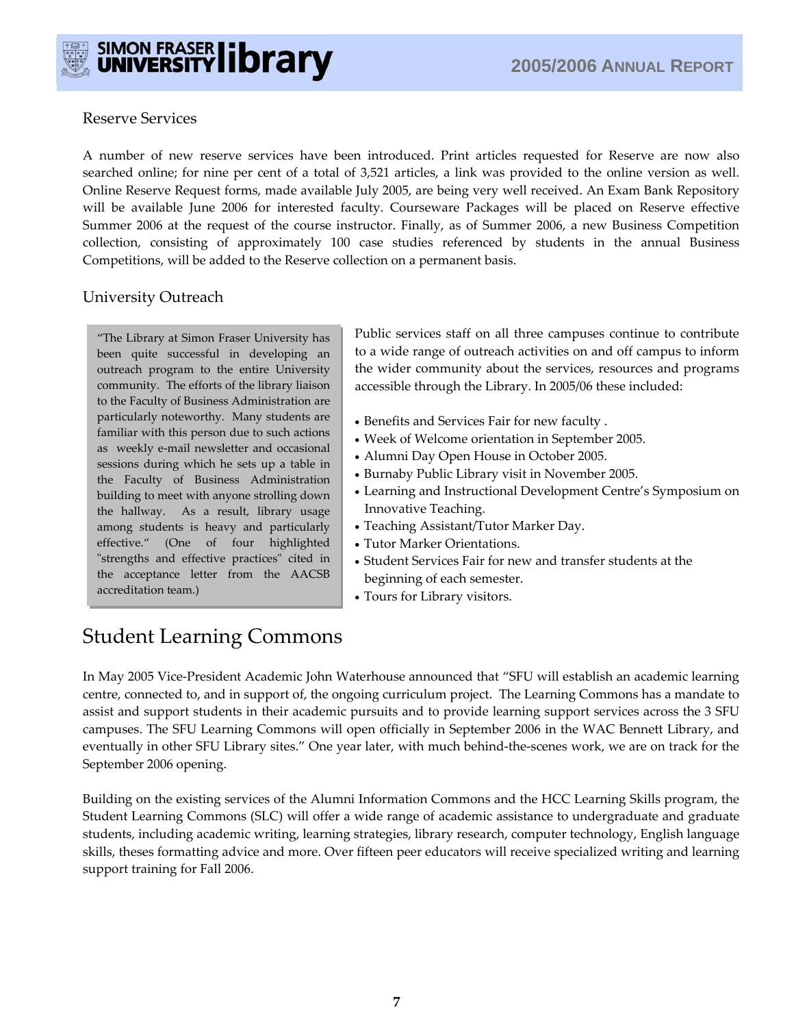### Reserve Services

A number of new reserve services have been introduced. Print articles requested for Reserve are now also searched online; for nine per cent of a total of 3,521 articles, a link was provided to the online version as well. Online Reserve Request forms, made available July 2005, are being very well received. An Exam Bank Repository will be available June 2006 for interested faculty. Courseware Packages will be placed on Reserve effective Summer 2006 at the request of the course instructor. Finally, as of Summer 2006, a new Business Competition collection, consisting of approximately 100 case studies referenced by students in the annual Business Competitions, will be added to the Reserve collection on a permanent basis.

### University Outreach

> "The Library at Simon Fraser University has been quite successful in developing an outreach program to the entire University community. The efforts of the library liaison to the Faculty of Business Administration are particularly noteworthy. Many students are familiar with this person due to such actions as weekly e-mail newsletter and occasional sessions during which he sets up a table in the Faculty of Business Administration building to meet with anyone strolling down the hallway. As a result, library usage among students is heavy and particularly effective." (One of four highlighted "strengths and effective practices" cited in the acceptance letter from the AACSB accreditation team.)

Public services staff on all three campuses continue to contribute to a wide range of outreach activities on and off campus to inform the wider community about the services, resources and programs accessible through the Library. In 2005/06 these included:

- Benefits and Services Fair for new faculty .
- Week of Welcome orientation in September 2005.
- Alumni Day Open House in October 2005.
- Burnaby Public Library visit in November 2005.
- Learning and Instructional Development Centre's Symposium on Innovative Teaching.
- Teaching Assistant/Tutor Marker Day.
- Tutor Marker Orientations.
- Student Services Fair for new and transfer students at the beginning of each semester.
- Tours for Library visitors.

## Student Learning Commons

In May 2005 Vice-President Academic John Waterhouse announced that "SFU will establish an academic learning centre, connected to, and in support of, the ongoing curriculum project. The Learning Commons has a mandate to assist and support students in their academic pursuits and to provide learning support services across the 3 SFU campuses. The SFU Learning Commons will open officially in September 2006 in the WAC Bennett Library, and eventually in other SFU Library sites." One year later, with much behind-the-scenes work, we are on track for the September 2006 opening.

Building on the existing services of the Alumni Information Commons and the HCC Learning Skills program, the Student Learning Commons (SLC) will offer a wide range of academic assistance to undergraduate and graduate students, including academic writing, learning strategies, library research, computer technology, English language skills, theses formatting advice and more. Over fifteen peer educators will receive specialized writing and learning support training for Fall 2006.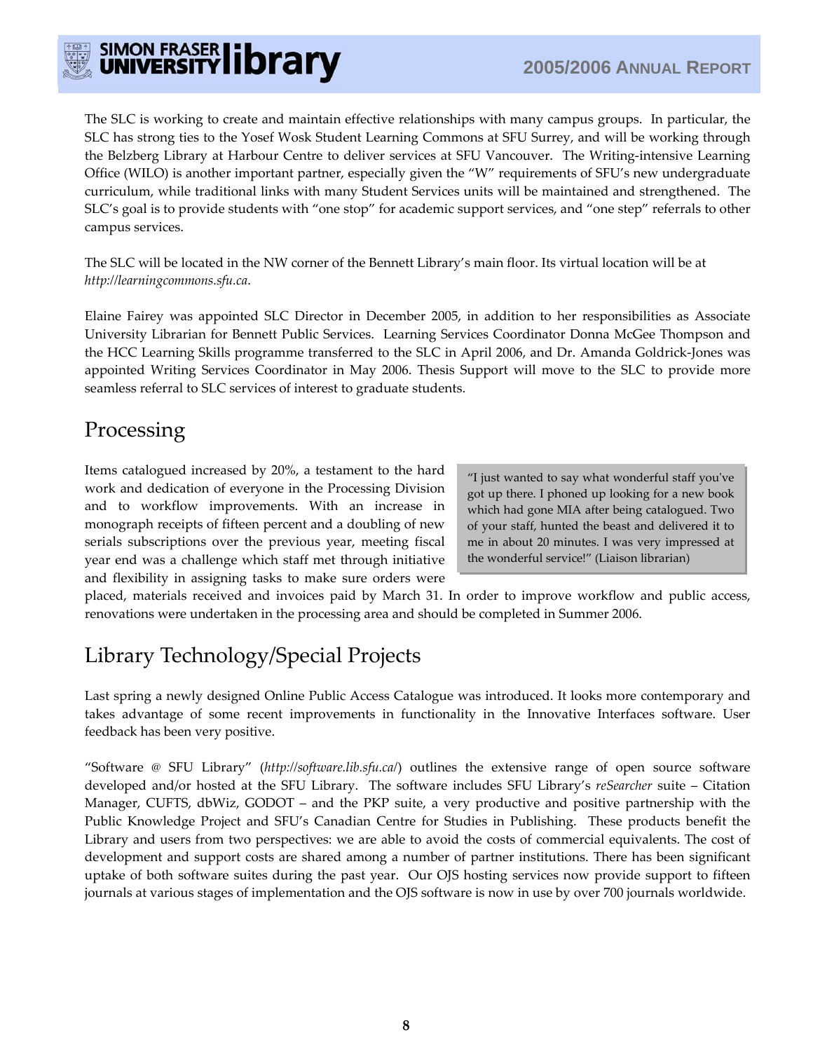The SLC is working to create and maintain effective relationships with many campus groups. In particular, the SLC has strong ties to the Yosef Wosk Student Learning Commons at SFU Surrey, and will be working through the Belzberg Library at Harbour Centre to deliver services at SFU Vancouver. The Writing-intensive Learning Office (WILO) is another important partner, especially given the "W" requirements of SFU's new undergraduate curriculum, while traditional links with many Student Services units will be maintained and strengthened. The SLC's goal is to provide students with "one stop" for academic support services, and "one step" referrals to other campus services.

The SLC will be located in the NW corner of the Bennett Library's main floor. Its virtual location will be at *http://learningcommons.sfu.ca*.

Elaine Fairey was appointed SLC Director in December 2005, in addition to her responsibilities as Associate University Librarian for Bennett Public Services. Learning Services Coordinator Donna McGee Thompson and the HCC Learning Skills programme transferred to the SLC in April 2006, and Dr. Amanda Goldrick-Jones was appointed Writing Services Coordinator in May 2006. Thesis Support will move to the SLC to provide more seamless referral to SLC services of interest to graduate students.

# Processing

Items catalogued increased by 20%, a testament to the hard work and dedication of everyone in the Processing Division and to workflow improvements. With an increase in monograph receipts of fifteen percent and a doubling of new serials subscriptions over the previous year, meeting fiscal year end was a challenge which staff met through initiative and flexibility in assigning tasks to make sure orders were placed, materials received and invoices paid by March 31. In order to improve workflow and public access, renovations were undertaken in the processing area and should be completed in Summer 2006.

> "I just wanted to say what wonderful staff you've got up there. I phoned up looking for a new book which had gone MIA after being catalogued. Two of your staff, hunted the beast and delivered it to me in about 20 minutes. I was very impressed at the wonderful service!" (Liaison librarian)

# Library Technology/Special Projects

Last spring a newly designed Online Public Access Catalogue was introduced. It looks more contemporary and takes advantage of some recent improvements in functionality in the Innovative Interfaces software. User feedback has been very positive.

"Software @ SFU Library" (*http://software.lib.sfu.ca/*) outlines the extensive range of open source software developed and/or hosted at the SFU Library. The software includes SFU Library's *reSearcher* suite – Citation Manager, CUFTS, dbWiz, GODOT – and the PKP suite, a very productive and positive partnership with the Public Knowledge Project and SFU's Canadian Centre for Studies in Publishing. These products benefit the Library and users from two perspectives: we are able to avoid the costs of commercial equivalents. The cost of development and support costs are shared among a number of partner institutions. There has been significant uptake of both software suites during the past year. Our OJS hosting services now provide support to fifteen journals at various stages of implementation and the OJS software is now in use by over 700 journals worldwide.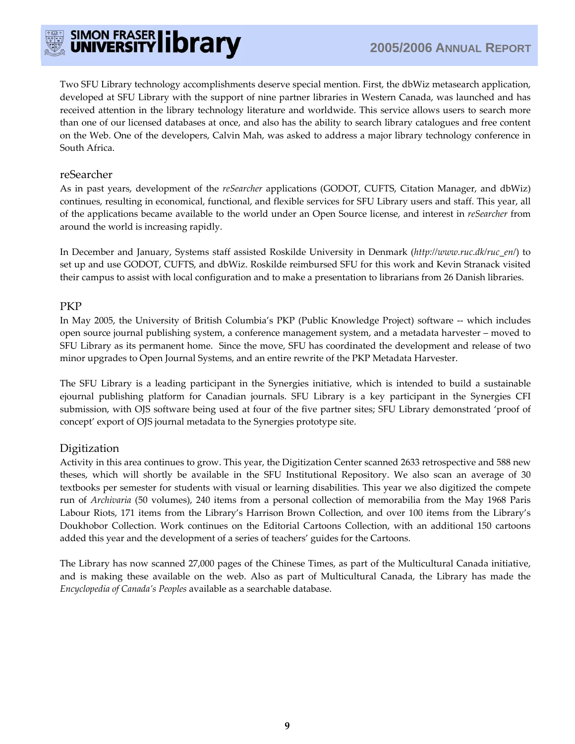Two SFU Library technology accomplishments deserve special mention. First, the dbWiz metasearch application, developed at SFU Library with the support of nine partner libraries in Western Canada, was launched and has received attention in the library technology literature and worldwide. This service allows users to search more than one of our licensed databases at once, and also has the ability to search library catalogues and free content on the Web. One of the developers, Calvin Mah, was asked to address a major library technology conference in South Africa.

## reSearcher

As in past years, development of the *reSearcher* applications (GODOT, CUFTS, Citation Manager, and dbWiz) continues, resulting in economical, functional, and flexible services for SFU Library users and staff. This year, all of the applications became available to the world under an Open Source license, and interest in *reSearcher* from around the world is increasing rapidly.

In December and January, Systems staff assisted Roskilde University in Denmark (*http://www.ruc.dk/ruc_en/*) to set up and use GODOT, CUFTS, and dbWiz. Roskilde reimbursed SFU for this work and Kevin Stranack visited their campus to assist with local configuration and to make a presentation to librarians from 26 Danish libraries.

## PKP

In May 2005, the University of British Columbia's PKP (Public Knowledge Project) software -- which includes open source journal publishing system, a conference management system, and a metadata harvester – moved to SFU Library as its permanent home. Since the move, SFU has coordinated the development and release of two minor upgrades to Open Journal Systems, and an entire rewrite of the PKP Metadata Harvester.

The SFU Library is a leading participant in the Synergies initiative, which is intended to build a sustainable ejournal publishing platform for Canadian journals. SFU Library is a key participant in the Synergies CFI submission, with OJS software being used at four of the five partner sites; SFU Library demonstrated 'proof of concept' export of OJS journal metadata to the Synergies prototype site.

## Digitization

Activity in this area continues to grow. This year, the Digitization Center scanned 2633 retrospective and 588 new theses, which will shortly be available in the SFU Institutional Repository. We also scan an average of 30 textbooks per semester for students with visual or learning disabilities. This year we also digitized the compete run of *Archivaria* (50 volumes), 240 items from a personal collection of memorabilia from the May 1968 Paris Labour Riots, 171 items from the Library's Harrison Brown Collection, and over 100 items from the Library's Doukhobor Collection. Work continues on the Editorial Cartoons Collection, with an additional 150 cartoons added this year and the development of a series of teachers' guides for the Cartoons.

The Library has now scanned 27,000 pages of the Chinese Times, as part of the Multicultural Canada initiative, and is making these available on the web. Also as part of Multicultural Canada, the Library has made the *Encyclopedia of Canada's Peoples* available as a searchable database.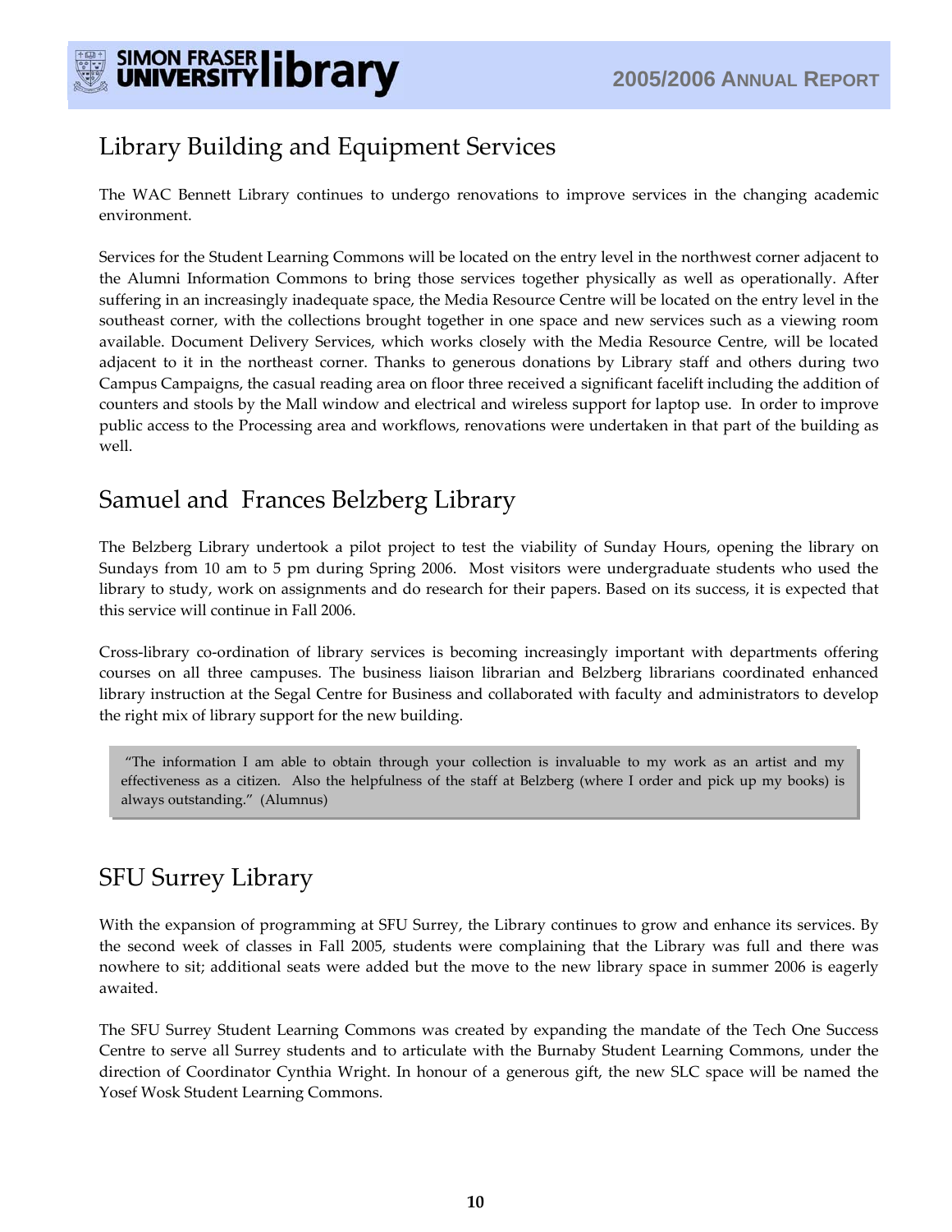## Library Building and Equipment Services

The WAC Bennett Library continues to undergo renovations to improve services in the changing academic environment.

Services for the Student Learning Commons will be located on the entry level in the northwest corner adjacent to the Alumni Information Commons to bring those services together physically as well as operationally. After suffering in an increasingly inadequate space, the Media Resource Centre will be located on the entry level in the southeast corner, with the collections brought together in one space and new services such as a viewing room available. Document Delivery Services, which works closely with the Media Resource Centre, will be located adjacent to it in the northeast corner. Thanks to generous donations by Library staff and others during two Campus Campaigns, the casual reading area on floor three received a significant facelift including the addition of counters and stools by the Mall window and electrical and wireless support for laptop use. In order to improve public access to the Processing area and workflows, renovations were undertaken in that part of the building as well.

## Samuel and Frances Belzberg Library

The Belzberg Library undertook a pilot project to test the viability of Sunday Hours, opening the library on Sundays from 10 am to 5 pm during Spring 2006. Most visitors were undergraduate students who used the library to study, work on assignments and do research for their papers. Based on its success, it is expected that this service will continue in Fall 2006.

Cross-library co-ordination of library services is becoming increasingly important with departments offering courses on all three campuses. The business liaison librarian and Belzberg librarians coordinated enhanced library instruction at the Segal Centre for Business and collaborated with faculty and administrators to develop the right mix of library support for the new building.

> "The information I am able to obtain through your collection is invaluable to my work as an artist and my effectiveness as a citizen. Also the helpfulness of the staff at Belzberg (where I order and pick up my books) is always outstanding." (Alumnus)

## SFU Surrey Library

With the expansion of programming at SFU Surrey, the Library continues to grow and enhance its services. By the second week of classes in Fall 2005, students were complaining that the Library was full and there was nowhere to sit; additional seats were added but the move to the new library space in summer 2006 is eagerly awaited.

The SFU Surrey Student Learning Commons was created by expanding the mandate of the Tech One Success Centre to serve all Surrey students and to articulate with the Burnaby Student Learning Commons, under the direction of Coordinator Cynthia Wright. In honour of a generous gift, the new SLC space will be named the Yosef Wosk Student Learning Commons.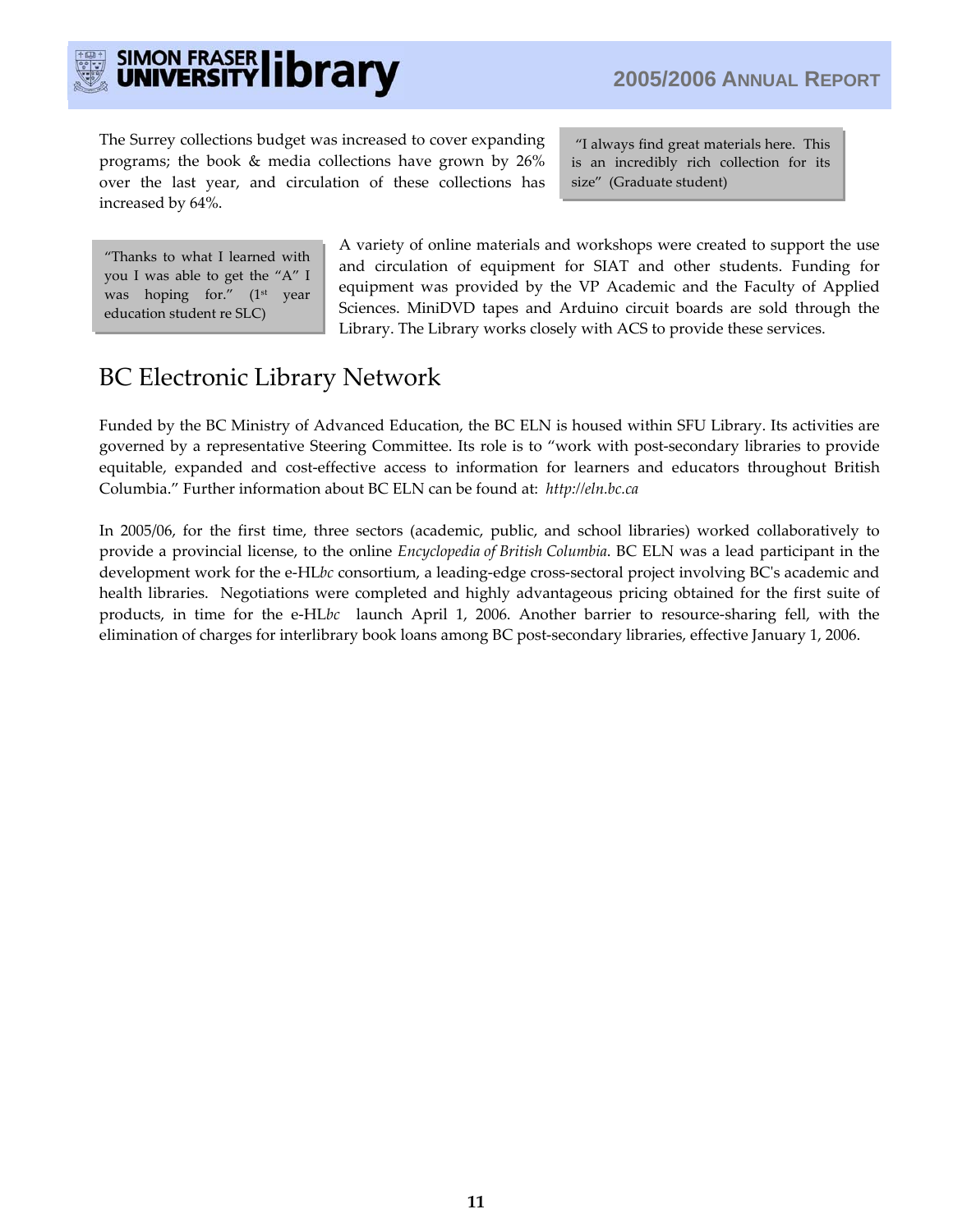The Surrey collections budget was increased to cover expanding programs; the book & media collections have grown by 26% over the last year, and circulation of these collections has increased by 64%.

> "I always find great materials here. This is an incredibly rich collection for its size" (Graduate student)

> "Thanks to what I learned with you I was able to get the "A" I was hoping for." (1st year education student re SLC)

A variety of online materials and workshops were created to support the use and circulation of equipment for SIAT and other students. Funding for equipment was provided by the VP Academic and the Faculty of Applied Sciences. MiniDVD tapes and Arduino circuit boards are sold through the Library. The Library works closely with ACS to provide these services.

## BC Electronic Library Network

Funded by the BC Ministry of Advanced Education, the BC ELN is housed within SFU Library. Its activities are governed by a representative Steering Committee. Its role is to "work with post-secondary libraries to provide equitable, expanded and cost-effective access to information for learners and educators throughout British Columbia." Further information about BC ELN can be found at: *http://eln.bc.ca*

In 2005/06, for the first time, three sectors (academic, public, and school libraries) worked collaboratively to provide a provincial license, to the online *Encyclopedia of British Columbia*. BC ELN was a lead participant in the development work for the e-HL*bc* consortium, a leading-edge cross-sectoral project involving BC's academic and health libraries. Negotiations were completed and highly advantageous pricing obtained for the first suite of products, in time for the e-HL*bc* launch April 1, 2006. Another barrier to resource-sharing fell, with the elimination of charges for interlibrary book loans among BC post-secondary libraries, effective January 1, 2006.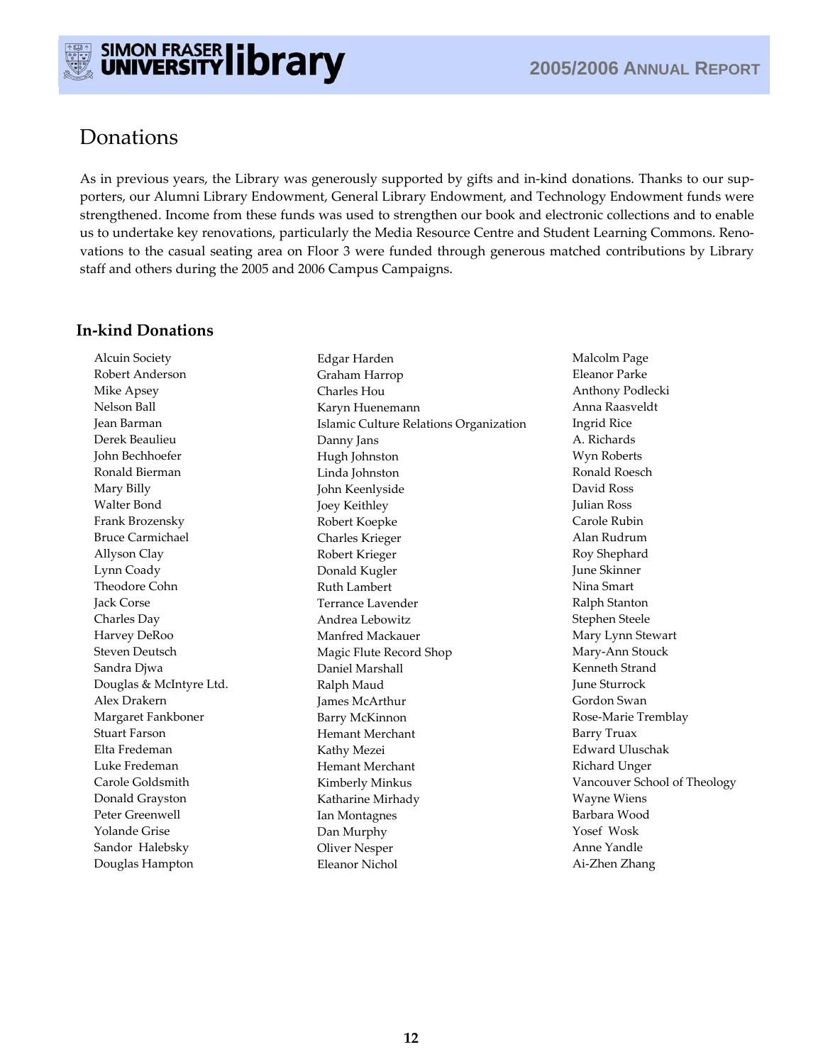# Donations

As in previous years, the Library was generously supported by gifts and in-kind donations. Thanks to our supporters, our Alumni Library Endowment, General Library Endowment, and Technology Endowment funds were strengthened. Income from these funds was used to strengthen our book and electronic collections and to enable us to undertake key renovations, particularly the Media Resource Centre and Student Learning Commons. Renovations to the casual seating area on Floor 3 were funded through generous matched contributions by Library staff and others during the 2005 and 2006 Campus Campaigns.

## In-kind Donations

Alcuin Society
Robert Anderson
Mike Apsey
Nelson Ball
Jean Barman
Derek Beaulieu
John Bechhoefer
Ronald Bierman
Mary Billy
Walter Bond
Frank Brozensky
Bruce Carmichael
Allyson Clay
Lynn Coady
Theodore Cohn
Jack Corse
Charles Day
Harvey DeRoo
Steven Deutsch
Sandra Djwa
Douglas & McIntyre Ltd.
Alex Drakern
Margaret Fankboner
Stuart Farson
Elta Fredeman
Luke Fredeman
Carole Goldsmith
Donald Grayston
Peter Greenwell
Yolande Grise
Sandor Halebsky
Douglas Hampton
Edgar Harden
Graham Harrop
Charles Hou
Karyn Huenemann
Islamic Culture Relations Organization
Danny Jans
Hugh Johnston
Linda Johnston
John Keenlyside
Joey Keithley
Robert Koepke
Charles Krieger
Robert Krieger
Donald Kugler
Ruth Lambert
Terrance Lavender
Andrea Lebowitz
Manfred Mackauer
Magic Flute Record Shop
Daniel Marshall
Ralph Maud
James McArthur
Barry McKinnon
Hemant Merchant
Kathy Mezei
Hemant Merchant
Kimberly Minkus
Katharine Mirhady
Ian Montagnes
Dan Murphy
Oliver Nesper
Eleanor Nichol
Malcolm Page
Eleanor Parke
Anthony Podlecki
Anna Raasveldt
Ingrid Rice
A. Richards
Wyn Roberts
Ronald Roesch
David Ross
Julian Ross
Carole Rubin
Alan Rudrum
Roy Shephard
June Skinner
Nina Smart
Ralph Stanton
Stephen Steele
Mary Lynn Stewart
Mary-Ann Stouck
Kenneth Strand
June Sturrock
Gordon Swan
Rose-Marie Tremblay
Barry Truax
Edward Uluschak
Richard Unger
Vancouver School of Theology
Wayne Wiens
Barbara Wood
Yosef Wosk
Anne Yandle
Ai-Zhen Zhang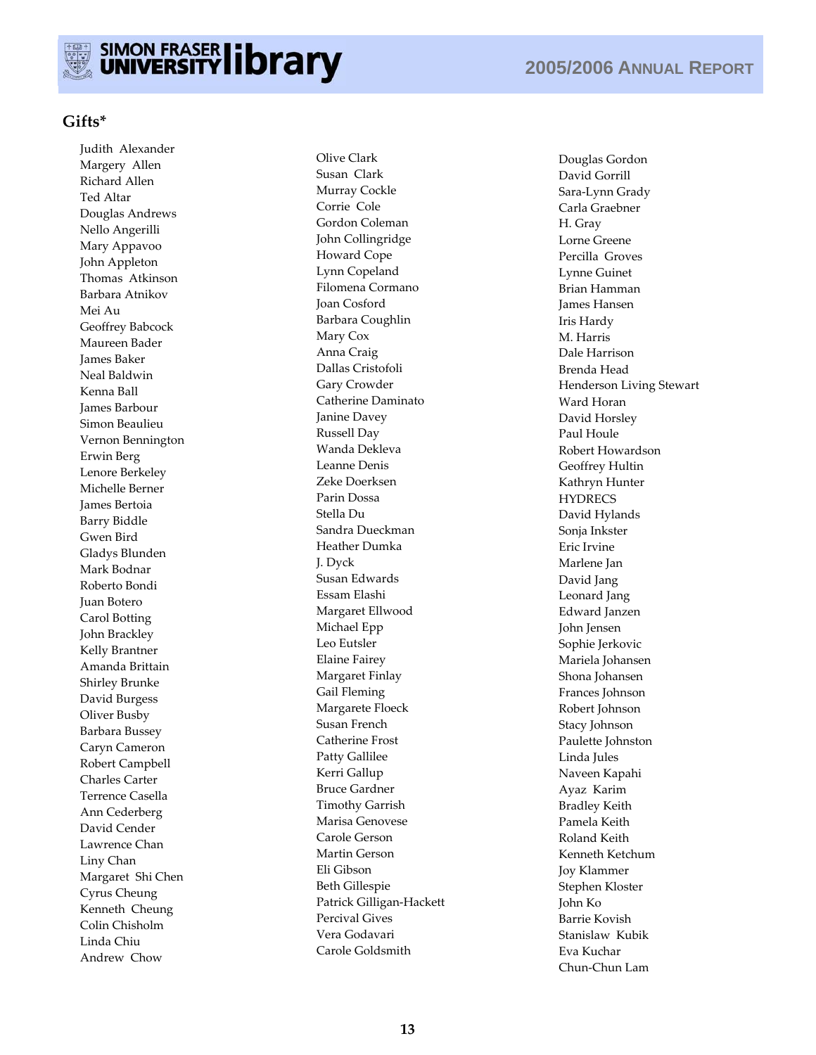## Gifts*

Judith Alexander
Margery Allen
Richard Allen
Ted Altar
Douglas Andrews
Nello Angerilli
Mary Appavoo
John Appleton
Thomas Atkinson
Barbara Atnikov
Mei Au
Geoffrey Babcock
Maureen Bader
James Baker
Neal Baldwin
Kenna Ball
James Barbour
Simon Beaulieu
Vernon Bennington
Erwin Berg
Lenore Berkeley
Michelle Berner
James Bertoia
Barry Biddle
Gwen Bird
Gladys Blunden
Mark Bodnar
Roberto Bondi
Juan Botero
Carol Botting
John Brackley
Kelly Brantner
Amanda Brittain
Shirley Brunke
David Burgess
Oliver Busby
Barbara Bussey
Caryn Cameron
Robert Campbell
Charles Carter
Terrence Casella
Ann Cederberg
David Cender
Lawrence Chan
Liny Chan
Margaret Shi Chen
Cyrus Cheung
Kenneth Cheung
Colin Chisholm
Linda Chiu
Andrew Chow
Olive Clark
Susan Clark
Murray Cockle
Corrie Cole
Gordon Coleman
John Collingridge
Howard Cope
Lynn Copeland
Filomena Cormano
Joan Cosford
Barbara Coughlin
Mary Cox
Anna Craig
Dallas Cristofoli
Gary Crowder
Catherine Daminato
Janine Davey
Russell Day
Wanda Dekleva
Leanne Denis
Zeke Doerksen
Parin Dossa
Stella Du
Sandra Dueckman
Heather Dumka
J. Dyck
Susan Edwards
Essam Elashi
Margaret Ellwood
Michael Epp
Leo Eutsler
Elaine Fairey
Margaret Finlay
Gail Fleming
Margarete Floeck
Susan French
Catherine Frost
Patty Gallilee
Kerri Gallup
Bruce Gardner
Timothy Garrish
Marisa Genovese
Carole Gerson
Martin Gerson
Eli Gibson
Beth Gillespie
Patrick Gilligan-Hackett
Percival Gives
Vera Godavari
Carole Goldsmith
Douglas Gordon
David Gorrill
Sara-Lynn Grady
Carla Graebner
H. Gray
Lorne Greene
Percilla Groves
Lynne Guinet
Brian Hamman
James Hansen
Iris Hardy
M. Harris
Dale Harrison
Brenda Head
Henderson Living Stewart
Ward Horan
David Horsley
Paul Houle
Robert Howardson
Geoffrey Hultin
Kathryn Hunter
HYDRECS
David Hylands
Sonja Inkster
Eric Irvine
Marlene Jan
David Jang
Leonard Jang
Edward Janzen
John Jensen
Sophie Jerkovic
Mariela Johansen
Shona Johansen
Frances Johnson
Robert Johnson
Stacy Johnson
Paulette Johnston
Linda Jules
Naveen Kapahi
Ayaz Karim
Bradley Keith
Pamela Keith
Roland Keith
Kenneth Ketchum
Joy Klammer
Stephen Kloster
John Ko
Barrie Kovish
Stanislaw Kubik
Eva Kuchar
Chun-Chun Lam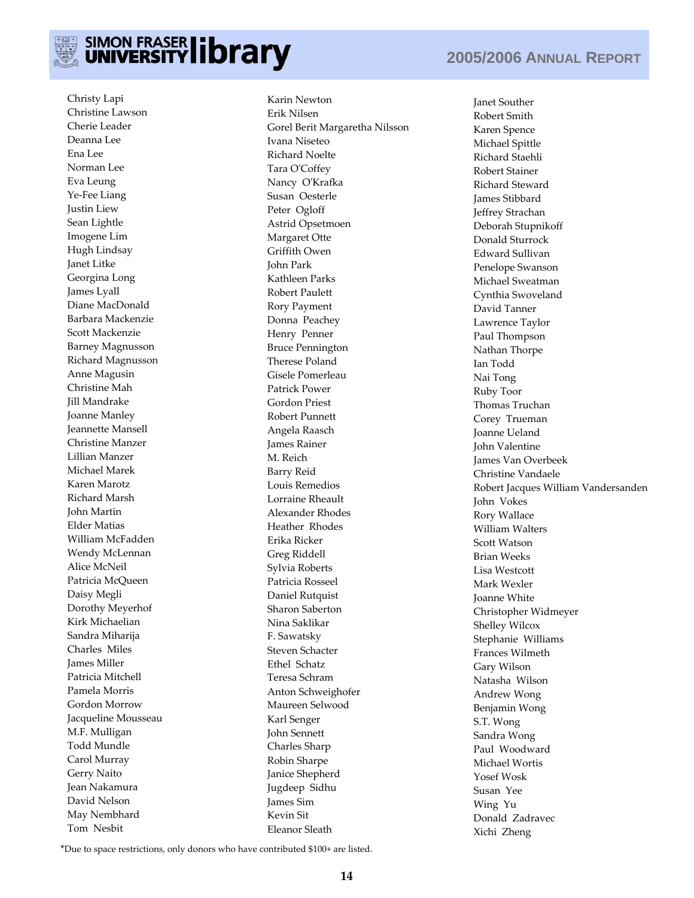Christy Lapi
Christine Lawson
Cherie Leader
Deanna Lee
Ena Lee
Norman Lee
Eva Leung
Ye-Fee Liang
Justin Liew
Sean Lightle
Imogene Lim
Hugh Lindsay
Janet Litke
Georgina Long
James Lyall
Diane MacDonald
Barbara Mackenzie
Scott Mackenzie
Barney Magnusson
Richard Magnusson
Anne Magusin
Christine Mah
Jill Mandrake
Joanne Manley
Jeannette Mansell
Christine Manzer
Lillian Manzer
Michael Marek
Karen Marotz
Richard Marsh
John Martin
Elder Matias
William McFadden
Wendy McLennan
Alice McNeil
Patricia McQueen
Daisy Megli
Dorothy Meyerhof
Kirk Michaelian
Sandra Miharija
Charles Miles
James Miller
Patricia Mitchell
Pamela Morris
Gordon Morrow
Jacqueline Mousseau
M.F. Mulligan
Todd Mundle
Carol Murray
Gerry Naito
Jean Nakamura
David Nelson
May Nembhard
Tom Nesbit
Karin Newton
Erik Nilsen
Gorel Berit Margaretha Nilsson
Ivana Niseteo
Richard Noelte
Tara O'Coffey
Nancy O'Krafka
Susan Oesterle
Peter Ogloff
Astrid Opsetmoen
Margaret Otte
Griffith Owen
John Park
Kathleen Parks
Robert Paulett
Rory Payment
Donna Peachey
Henry Penner
Bruce Pennington
Therese Poland
Gisele Pomerleau
Patrick Power
Gordon Priest
Robert Punnett
Angela Raasch
James Rainer
M. Reich
Barry Reid
Louis Remedios
Lorraine Rheault
Alexander Rhodes
Heather Rhodes
Erika Ricker
Greg Riddell
Sylvia Roberts
Patricia Rosseel
Daniel Rutquist
Sharon Saberton
Nina Saklikar
F. Sawatsky
Steven Schacter
Ethel Schatz
Teresa Schram
Anton Schweighofer
Maureen Selwood
Karl Senger
John Sennett
Charles Sharp
Robin Sharpe
Janice Shepherd
Jugdeep Sidhu
James Sim
Kevin Sit
Eleanor Sleath
Janet Souther
Robert Smith
Karen Spence
Michael Spittle
Richard Staehli
Robert Stainer
Richard Steward
James Stibbard
Jeffrey Strachan
Deborah Stupnikoff
Donald Sturrock
Edward Sullivan
Penelope Swanson
Michael Sweatman
Cynthia Swoveland
David Tanner
Lawrence Taylor
Paul Thompson
Nathan Thorpe
Ian Todd
Nai Tong
Ruby Toor
Thomas Truchan
Corey Trueman
Joanne Ueland
John Valentine
James Van Overbeek
Christine Vandaele
Robert Jacques William Vandersanden
John Vokes
Rory Wallace
William Walters
Scott Watson
Brian Weeks
Lisa Westcott
Mark Wexler
Joanne White
Christopher Widmeyer
Shelley Wilcox
Stephanie Williams
Frances Wilmeth
Gary Wilson
Natasha Wilson
Andrew Wong
Benjamin Wong
S.T. Wong
Sandra Wong
Paul Woodward
Michael Wortis
Yosef Wosk
Susan Yee
Wing Yu
Donald Zadravec
Xichi Zheng

*Due to space restrictions, only donors who have contributed $100+ are listed.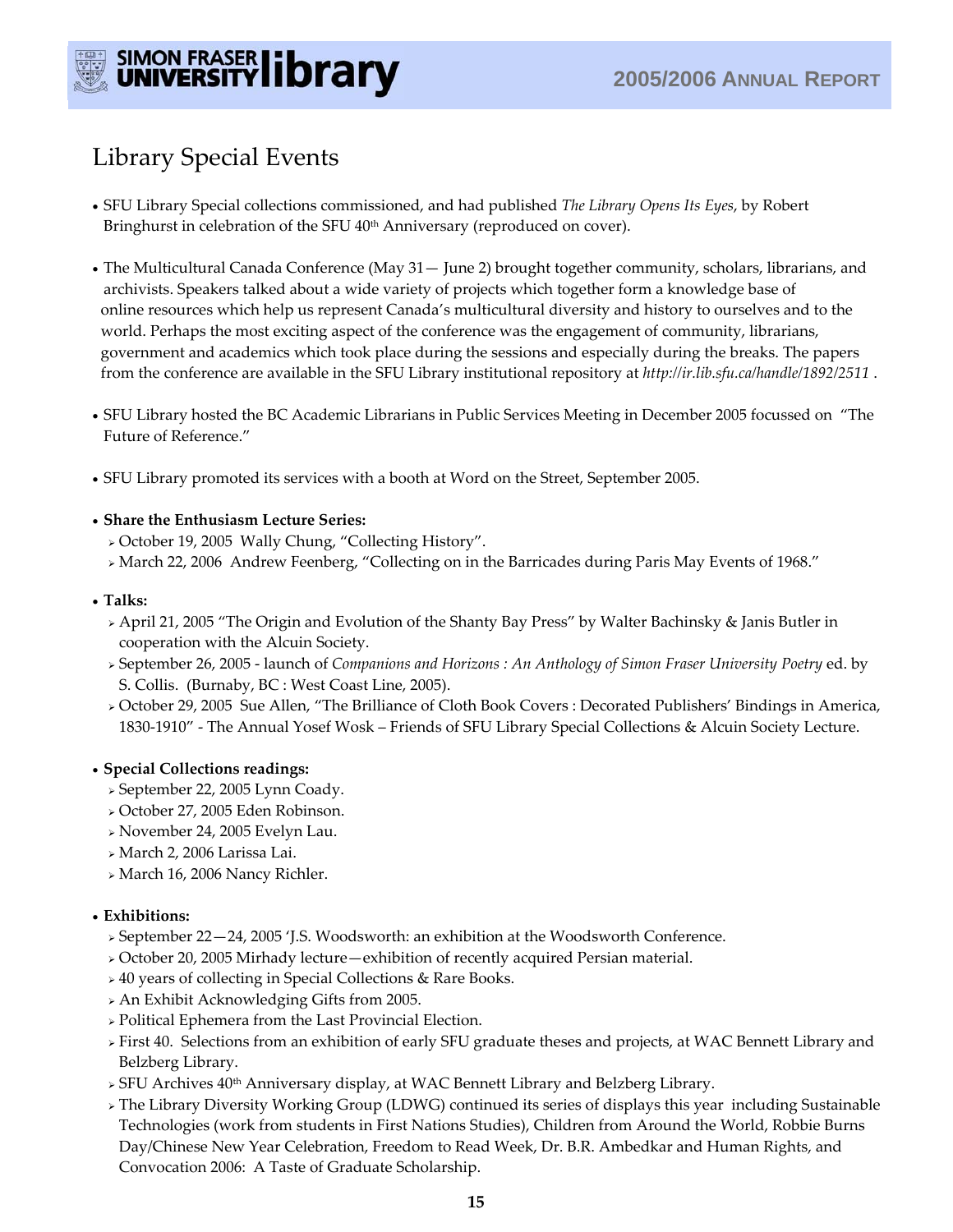# Library Special Events

- SFU Library Special collections commissioned, and had published *The Library Opens Its Eyes*, by Robert Bringhurst in celebration of the SFU 40th Anniversary (reproduced on cover).

- The Multicultural Canada Conference (May 31— June 2) brought together community, scholars, librarians, and archivists. Speakers talked about a wide variety of projects which together form a knowledge base of online resources which help us represent Canada's multicultural diversity and history to ourselves and to the world. Perhaps the most exciting aspect of the conference was the engagement of community, librarians, government and academics which took place during the sessions and especially during the breaks. The papers from the conference are available in the SFU Library institutional repository at *http://ir.lib.sfu.ca/handle/1892/2511* .

- SFU Library hosted the BC Academic Librarians in Public Services Meeting in December 2005 focussed on "The Future of Reference."

- SFU Library promoted its services with a booth at Word on the Street, September 2005.

- **Share the Enthusiasm Lecture Series:**
  - October 19, 2005 Wally Chung, "Collecting History".
  - March 22, 2006 Andrew Feenberg, "Collecting on in the Barricades during Paris May Events of 1968."

- **Talks:**
  - April 21, 2005 "The Origin and Evolution of the Shanty Bay Press" by Walter Bachinsky & Janis Butler in cooperation with the Alcuin Society.
  - September 26, 2005 - launch of *Companions and Horizons : An Anthology of Simon Fraser University Poetry* ed. by S. Collis. (Burnaby, BC : West Coast Line, 2005).
  - October 29, 2005 Sue Allen, "The Brilliance of Cloth Book Covers : Decorated Publishers' Bindings in America, 1830-1910" - The Annual Yosef Wosk – Friends of SFU Library Special Collections & Alcuin Society Lecture.

- **Special Collections readings:**
  - September 22, 2005 Lynn Coady.
  - October 27, 2005 Eden Robinson.
  - November 24, 2005 Evelyn Lau.
  - March 2, 2006 Larissa Lai.
  - March 16, 2006 Nancy Richler.

- **Exhibitions:**
  - September 22—24, 2005 'J.S. Woodsworth: an exhibition at the Woodsworth Conference.
  - October 20, 2005 Mirhady lecture—exhibition of recently acquired Persian material.
  - 40 years of collecting in Special Collections & Rare Books.
  - An Exhibit Acknowledging Gifts from 2005.
  - Political Ephemera from the Last Provincial Election.
  - First 40. Selections from an exhibition of early SFU graduate theses and projects, at WAC Bennett Library and Belzberg Library.
  - SFU Archives 40th Anniversary display, at WAC Bennett Library and Belzberg Library.
  - The Library Diversity Working Group (LDWG) continued its series of displays this year including Sustainable Technologies (work from students in First Nations Studies), Children from Around the World, Robbie Burns Day/Chinese New Year Celebration, Freedom to Read Week, Dr. B.R. Ambedkar and Human Rights, and Convocation 2006: A Taste of Graduate Scholarship.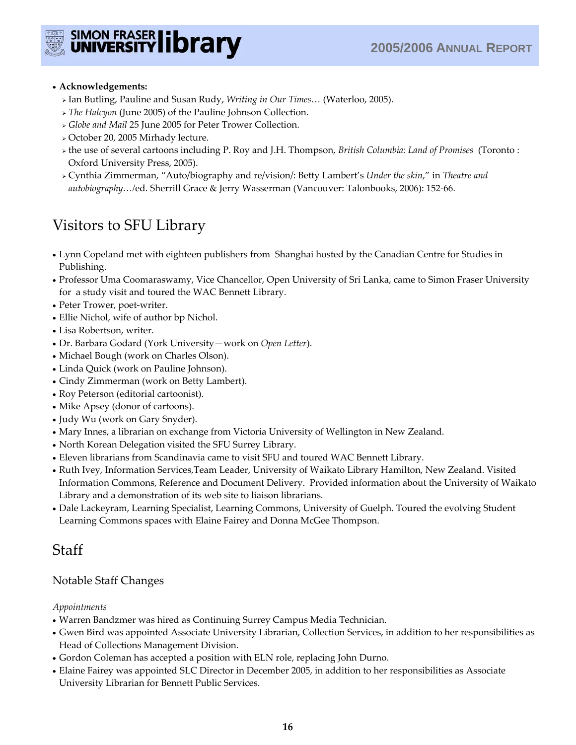- **Acknowledgements:**
  - Ian Butling, Pauline and Susan Rudy, *Writing in Our Times…* (Waterloo, 2005).
  - *The Halcyon* (June 2005) of the Pauline Johnson Collection.
  - *Globe and Mail* 25 June 2005 for Peter Trower Collection.
  - October 20, 2005 Mirhady lecture.
  - the use of several cartoons including P. Roy and J.H. Thompson, *British Columbia: Land of Promises* (Toronto : Oxford University Press, 2005).
  - Cynthia Zimmerman, "Auto/biography and re/vision/: Betty Lambert's *Under the skin*," in *Theatre and autobiography…*/ed. Sherrill Grace & Jerry Wasserman (Vancouver: Talonbooks, 2006): 152-66.

## Visitors to SFU Library

- Lynn Copeland met with eighteen publishers from Shanghai hosted by the Canadian Centre for Studies in Publishing.
- Professor Uma Coomaraswamy, Vice Chancellor, Open University of Sri Lanka, came to Simon Fraser University for a study visit and toured the WAC Bennett Library.
- Peter Trower, poet-writer.
- Ellie Nichol, wife of author bp Nichol.
- Lisa Robertson, writer.
- Dr. Barbara Godard (York University—work on *Open Letter*).
- Michael Bough (work on Charles Olson).
- Linda Quick (work on Pauline Johnson).
- Cindy Zimmerman (work on Betty Lambert).
- Roy Peterson (editorial cartoonist).
- Mike Apsey (donor of cartoons).
- Judy Wu (work on Gary Snyder).
- Mary Innes, a librarian on exchange from Victoria University of Wellington in New Zealand.
- North Korean Delegation visited the SFU Surrey Library.
- Eleven librarians from Scandinavia came to visit SFU and toured WAC Bennett Library.
- Ruth Ivey, Information Services,Team Leader, University of Waikato Library Hamilton, New Zealand. Visited Information Commons, Reference and Document Delivery. Provided information about the University of Waikato Library and a demonstration of its web site to liaison librarians.
- Dale Lackeyram, Learning Specialist, Learning Commons, University of Guelph. Toured the evolving Student Learning Commons spaces with Elaine Fairey and Donna McGee Thompson.

## Staff

### Notable Staff Changes

*Appointments*

- Warren Bandzmer was hired as Continuing Surrey Campus Media Technician.
- Gwen Bird was appointed Associate University Librarian, Collection Services, in addition to her responsibilities as Head of Collections Management Division.
- Gordon Coleman has accepted a position with ELN role, replacing John Durno.
- Elaine Fairey was appointed SLC Director in December 2005, in addition to her responsibilities as Associate University Librarian for Bennett Public Services.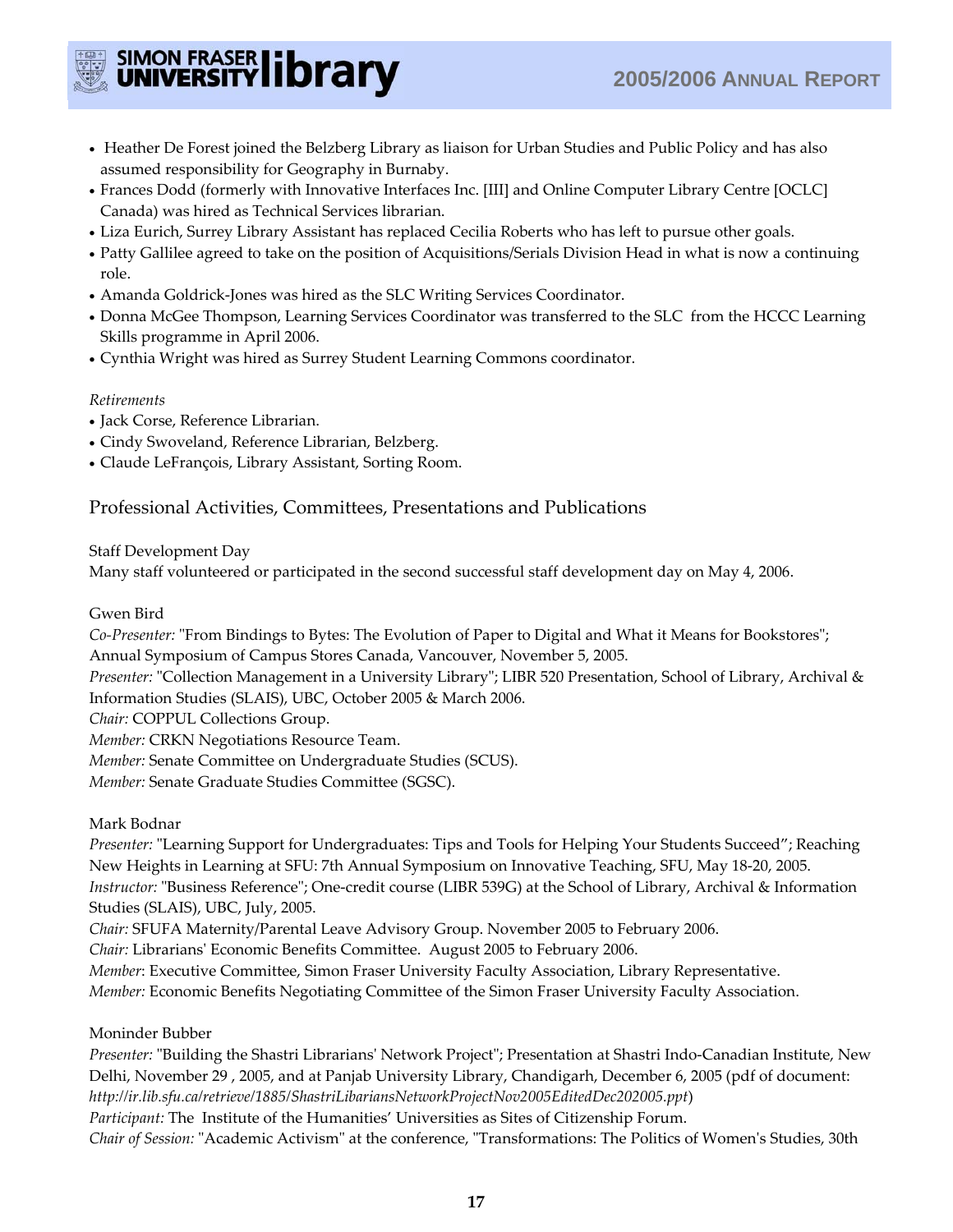- Heather De Forest joined the Belzberg Library as liaison for Urban Studies and Public Policy and has also assumed responsibility for Geography in Burnaby.
- Frances Dodd (formerly with Innovative Interfaces Inc. [III] and Online Computer Library Centre [OCLC] Canada) was hired as Technical Services librarian.
- Liza Eurich, Surrey Library Assistant has replaced Cecilia Roberts who has left to pursue other goals.
- Patty Gallilee agreed to take on the position of Acquisitions/Serials Division Head in what is now a continuing role.
- Amanda Goldrick-Jones was hired as the SLC Writing Services Coordinator.
- Donna McGee Thompson, Learning Services Coordinator was transferred to the SLC from the HCCC Learning Skills programme in April 2006.
- Cynthia Wright was hired as Surrey Student Learning Commons coordinator.

*Retirements*

- Jack Corse, Reference Librarian.
- Cindy Swoveland, Reference Librarian, Belzberg.
- Claude LeFrançois, Library Assistant, Sorting Room.

## Professional Activities, Committees, Presentations and Publications

Staff Development Day

Many staff volunteered or participated in the second successful staff development day on May 4, 2006.

Gwen Bird

*Co-Presenter:* "From Bindings to Bytes: The Evolution of Paper to Digital and What it Means for Bookstores"; Annual Symposium of Campus Stores Canada, Vancouver, November 5, 2005.
*Presenter:* "Collection Management in a University Library"; LIBR 520 Presentation, School of Library, Archival & Information Studies (SLAIS), UBC, October 2005 & March 2006.
*Chair:* COPPUL Collections Group.
*Member:* CRKN Negotiations Resource Team.
*Member:* Senate Committee on Undergraduate Studies (SCUS).
*Member:* Senate Graduate Studies Committee (SGSC).

Mark Bodnar

*Presenter:* "Learning Support for Undergraduates: Tips and Tools for Helping Your Students Succeed"; Reaching New Heights in Learning at SFU: 7th Annual Symposium on Innovative Teaching, SFU, May 18-20, 2005.
*Instructor:* "Business Reference"; One-credit course (LIBR 539G) at the School of Library, Archival & Information Studies (SLAIS), UBC, July, 2005.
*Chair:* SFUFA Maternity/Parental Leave Advisory Group. November 2005 to February 2006.
*Chair:* Librarians' Economic Benefits Committee. August 2005 to February 2006.
*Member*: Executive Committee, Simon Fraser University Faculty Association, Library Representative.
*Member:* Economic Benefits Negotiating Committee of the Simon Fraser University Faculty Association.

Moninder Bubber

*Presenter:* "Building the Shastri Librarians' Network Project"; Presentation at Shastri Indo-Canadian Institute, New Delhi, November 29 , 2005, and at Panjab University Library, Chandigarh, December 6, 2005 (pdf of document: *http://ir.lib.sfu.ca/retrieve/1885/ShastriLibariansNetworkProjectNov2005EditedDec202005.ppt*)
*Participant:* The Institute of the Humanities' Universities as Sites of Citizenship Forum.
*Chair of Session:* "Academic Activism" at the conference, "Transformations: The Politics of Women's Studies, 30th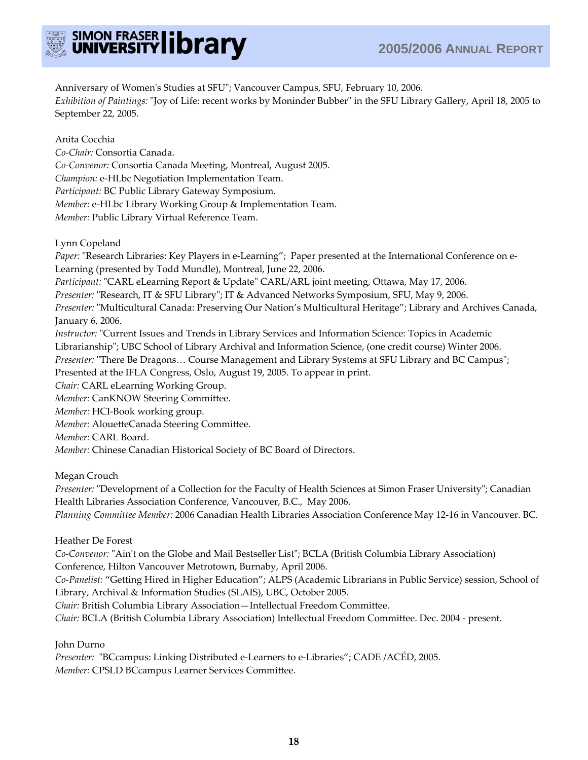Anniversary of Women's Studies at SFU"; Vancouver Campus, SFU, February 10, 2006.
*Exhibition of Paintings:* "Joy of Life: recent works by Moninder Bubber" in the SFU Library Gallery, April 18, 2005 to September 22, 2005.

Anita Cocchia
*Co-Chair:* Consortia Canada.
*Co-Convenor:* Consortia Canada Meeting, Montreal, August 2005.
*Champion:* e-HLbc Negotiation Implementation Team.
*Participant:* BC Public Library Gateway Symposium.
*Member:* e-HLbc Library Working Group & Implementation Team.
*Member:* Public Library Virtual Reference Team.

Lynn Copeland
*Paper:* "Research Libraries: Key Players in e-Learning"; Paper presented at the International Conference on e-Learning (presented by Todd Mundle), Montreal, June 22, 2006.
*Participant:* "CARL eLearning Report & Update" CARL/ARL joint meeting, Ottawa, May 17, 2006.
*Presenter:* "Research, IT & SFU Library"; IT & Advanced Networks Symposium, SFU, May 9, 2006.
*Presenter:* "Multicultural Canada: Preserving Our Nation's Multicultural Heritage"; Library and Archives Canada, January 6, 2006.
*Instructor:* "Current Issues and Trends in Library Services and Information Science: Topics in Academic Librarianship"; UBC School of Library Archival and Information Science, (one credit course) Winter 2006.
*Presenter:* "There Be Dragons… Course Management and Library Systems at SFU Library and BC Campus"; Presented at the IFLA Congress, Oslo, August 19, 2005. To appear in print.
*Chair:* CARL eLearning Working Group.
*Member:* CanKNOW Steering Committee.
*Member:* HCI-Book working group.
*Member:* AlouetteCanada Steering Committee.
*Member:* CARL Board.
*Member:* Chinese Canadian Historical Society of BC Board of Directors.

Megan Crouch
*Presenter:* "Development of a Collection for the Faculty of Health Sciences at Simon Fraser University"; Canadian Health Libraries Association Conference, Vancouver, B.C., May 2006.
*Planning Committee Member:* 2006 Canadian Health Libraries Association Conference May 12-16 in Vancouver. BC.

Heather De Forest
*Co-Convenor:* "Ain't on the Globe and Mail Bestseller List"; BCLA (British Columbia Library Association) Conference, Hilton Vancouver Metrotown, Burnaby, April 2006.
*Co-Panelist:* "Getting Hired in Higher Education"; ALPS (Academic Librarians in Public Service) session, School of Library, Archival & Information Studies (SLAIS), UBC, October 2005.
*Chair:* British Columbia Library Association—Intellectual Freedom Committee.
*Chair:* BCLA (British Columbia Library Association) Intellectual Freedom Committee. Dec. 2004 - present.

John Durno
*Presenter:* "BCcampus: Linking Distributed e-Learners to e-Libraries"; CADE /ACÉD, 2005.
*Member:* CPSLD BCcampus Learner Services Committee.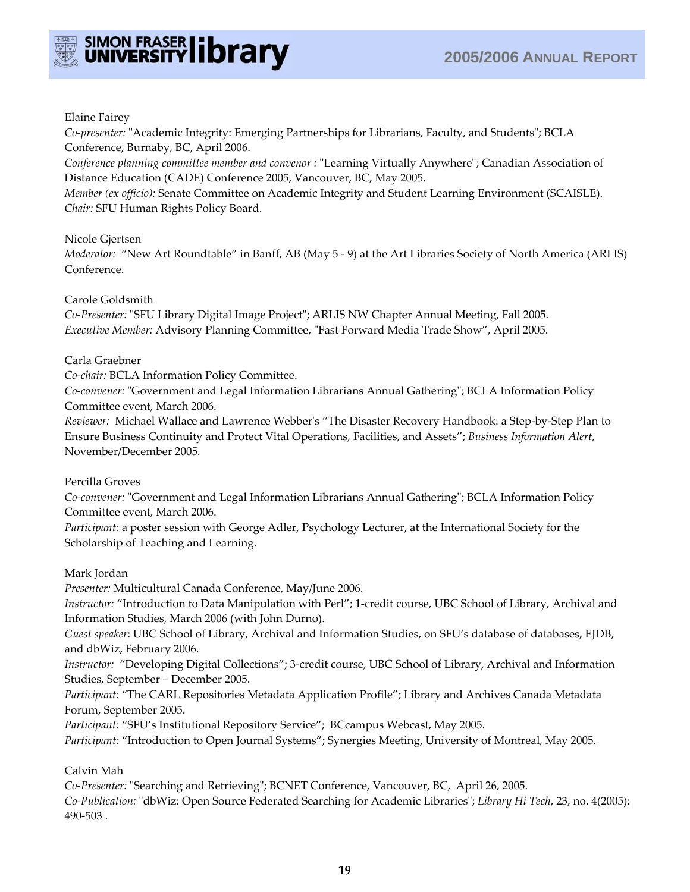Elaine Fairey

*Co-presenter:* "Academic Integrity: Emerging Partnerships for Librarians, Faculty, and Students"; BCLA Conference, Burnaby, BC, April 2006.

*Conference planning committee member and convenor :* "Learning Virtually Anywhere"; Canadian Association of Distance Education (CADE) Conference 2005, Vancouver, BC, May 2005.

*Member (ex officio):* Senate Committee on Academic Integrity and Student Learning Environment (SCAISLE).

*Chair:* SFU Human Rights Policy Board.

Nicole Gjertsen

*Moderator:* "New Art Roundtable" in Banff, AB (May 5 - 9) at the Art Libraries Society of North America (ARLIS) Conference.

Carole Goldsmith

*Co-Presenter:* "SFU Library Digital Image Project"; ARLIS NW Chapter Annual Meeting, Fall 2005.

*Executive Member:* Advisory Planning Committee, "Fast Forward Media Trade Show", April 2005.

Carla Graebner

*Co-chair:* BCLA Information Policy Committee.

*Co-convener:* "Government and Legal Information Librarians Annual Gathering"; BCLA Information Policy Committee event, March 2006.

*Reviewer:* Michael Wallace and Lawrence Webber's "The Disaster Recovery Handbook: a Step-by-Step Plan to Ensure Business Continuity and Protect Vital Operations, Facilities, and Assets"; *Business Information Alert*, November/December 2005.

Percilla Groves

*Co-convener:* "Government and Legal Information Librarians Annual Gathering"; BCLA Information Policy Committee event, March 2006.

*Participant:* a poster session with George Adler, Psychology Lecturer, at the International Society for the Scholarship of Teaching and Learning.

Mark Jordan

*Presenter:* Multicultural Canada Conference, May/June 2006.

*Instructor:* "Introduction to Data Manipulation with Perl"; 1-credit course, UBC School of Library, Archival and Information Studies, March 2006 (with John Durno).

*Guest speaker*: UBC School of Library, Archival and Information Studies, on SFU's database of databases, EJDB, and dbWiz, February 2006.

*Instructor:* "Developing Digital Collections"; 3-credit course, UBC School of Library, Archival and Information Studies, September – December 2005.

*Participant:* "The CARL Repositories Metadata Application Profile"; Library and Archives Canada Metadata Forum, September 2005.

*Participant:* "SFU's Institutional Repository Service"; BCcampus Webcast, May 2005.

*Participant:* "Introduction to Open Journal Systems"; Synergies Meeting, University of Montreal, May 2005.

Calvin Mah

*Co-Presenter:* "Searching and Retrieving"; BCNET Conference, Vancouver, BC, April 26, 2005.

*Co-Publication:* "dbWiz: Open Source Federated Searching for Academic Libraries"; *Library Hi Tech*, 23, no. 4(2005): 490-503 .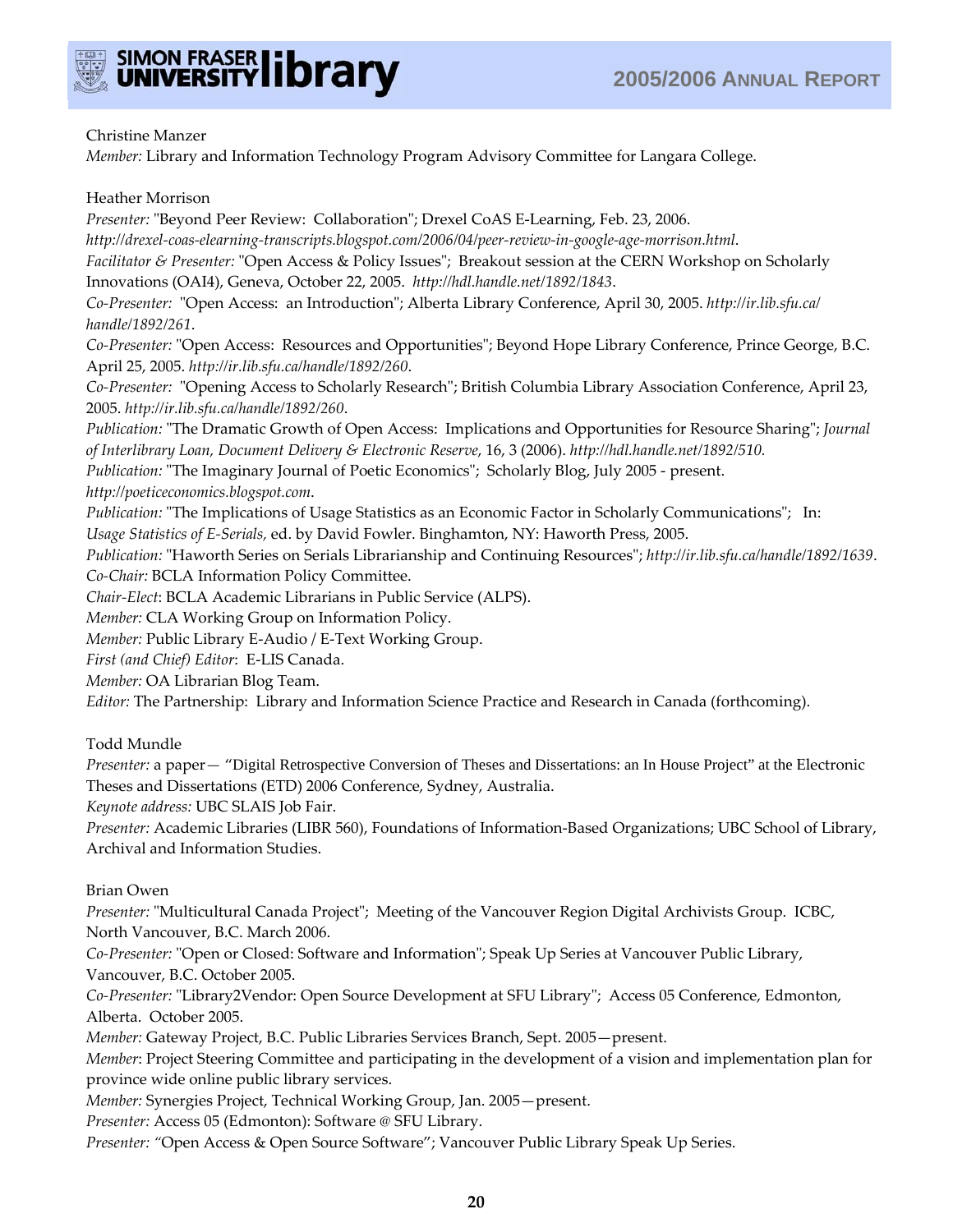Christine Manzer
*Member:* Library and Information Technology Program Advisory Committee for Langara College.

Heather Morrison
*Presenter:* "Beyond Peer Review: Collaboration"; Drexel CoAS E-Learning, Feb. 23, 2006. *http://drexel-coas-elearning-transcripts.blogspot.com/2006/04/peer-review-in-google-age-morrison.html*.
*Facilitator & Presenter:* "Open Access & Policy Issues"; Breakout session at the CERN Workshop on Scholarly Innovations (OAI4), Geneva, October 22, 2005. *http://hdl.handle.net/1892/1843*.
*Co-Presenter:* "Open Access: an Introduction"; Alberta Library Conference, April 30, 2005. *http://ir.lib.sfu.ca/handle/1892/261*.
*Co-Presenter:* "Open Access: Resources and Opportunities"; Beyond Hope Library Conference, Prince George, B.C. April 25, 2005. *http://ir.lib.sfu.ca/handle/1892/260*.
*Co-Presenter:* "Opening Access to Scholarly Research"; British Columbia Library Association Conference, April 23, 2005. *http://ir.lib.sfu.ca/handle/1892/260*.
*Publication:* "The Dramatic Growth of Open Access: Implications and Opportunities for Resource Sharing"; *Journal of Interlibrary Loan, Document Delivery & Electronic Reserve*, 16, 3 (2006). *http://hdl.handle.net/1892/510.*
*Publication:* "The Imaginary Journal of Poetic Economics"; Scholarly Blog, July 2005 - present. *http://poeticeconomics.blogspot.com*.
*Publication:* "The Implications of Usage Statistics as an Economic Factor in Scholarly Communications"; In: *Usage Statistics of E-Serials,* ed. by David Fowler. Binghamton, NY: Haworth Press, 2005.
*Publication:* "Haworth Series on Serials Librarianship and Continuing Resources"; *http://ir.lib.sfu.ca/handle/1892/1639*.
*Co-Chair:* BCLA Information Policy Committee.
*Chair-Elect*: BCLA Academic Librarians in Public Service (ALPS).
*Member:* CLA Working Group on Information Policy.
*Member:* Public Library E-Audio / E-Text Working Group.
*First (and Chief) Editor*: E-LIS Canada.
*Member:* OA Librarian Blog Team.
*Editor:* The Partnership: Library and Information Science Practice and Research in Canada (forthcoming).

Todd Mundle
*Presenter:* a paper— "Digital Retrospective Conversion of Theses and Dissertations: an In House Project" at the Electronic Theses and Dissertations (ETD) 2006 Conference, Sydney, Australia.
*Keynote address:* UBC SLAIS Job Fair.
*Presenter:* Academic Libraries (LIBR 560), Foundations of Information-Based Organizations; UBC School of Library, Archival and Information Studies.

Brian Owen
*Presenter:* "Multicultural Canada Project"; Meeting of the Vancouver Region Digital Archivists Group. ICBC, North Vancouver, B.C. March 2006.
*Co-Presenter:* "Open or Closed: Software and Information"; Speak Up Series at Vancouver Public Library, Vancouver, B.C. October 2005.
*Co-Presenter:* "Library2Vendor: Open Source Development at SFU Library"; Access 05 Conference, Edmonton, Alberta. October 2005.
*Member:* Gateway Project, B.C. Public Libraries Services Branch, Sept. 2005—present.
*Member*: Project Steering Committee and participating in the development of a vision and implementation plan for province wide online public library services.
*Member:* Synergies Project, Technical Working Group, Jan. 2005—present.
*Presenter:* Access 05 (Edmonton): Software @ SFU Library.
*Presenter:* "Open Access & Open Source Software"; Vancouver Public Library Speak Up Series.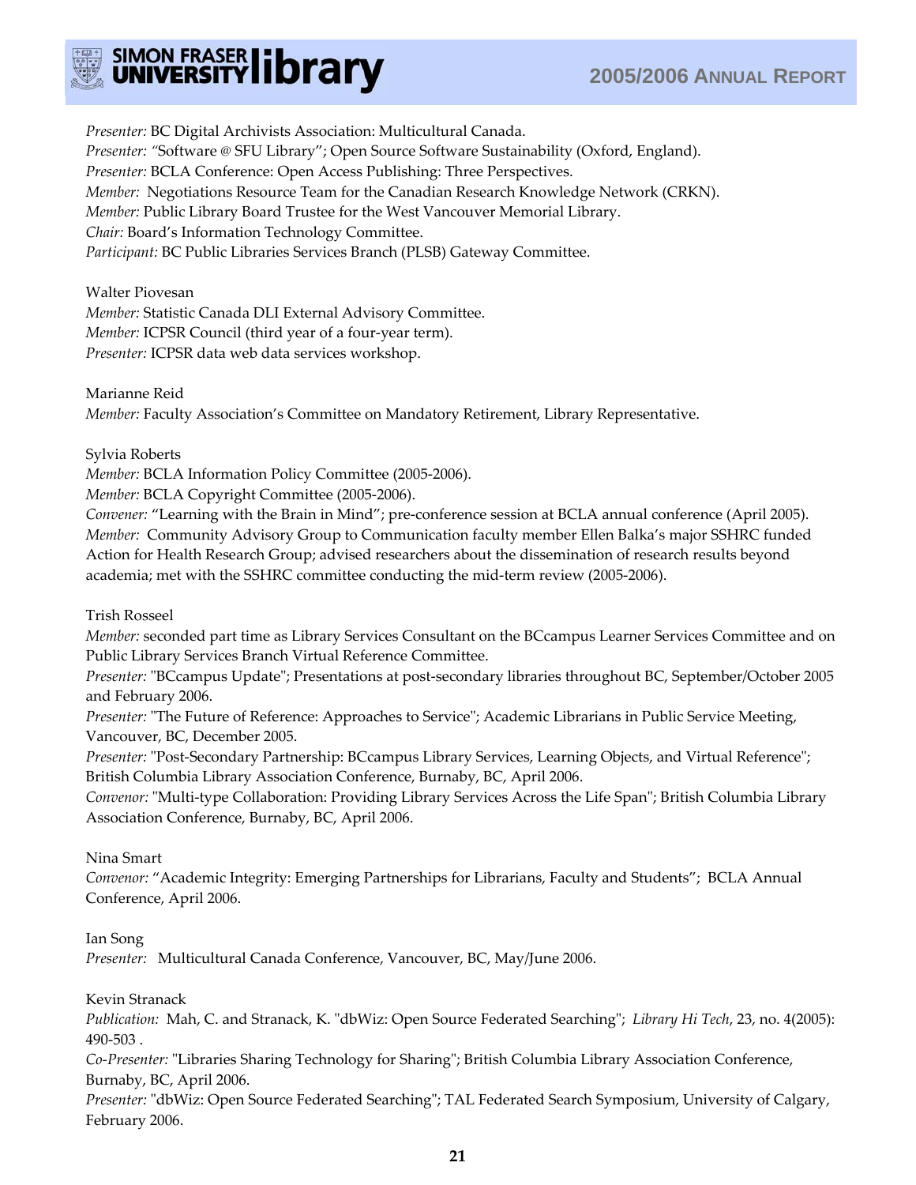*Presenter:* BC Digital Archivists Association: Multicultural Canada.
*Presenter:* "Software @ SFU Library"; Open Source Software Sustainability (Oxford, England).
*Presenter:* BCLA Conference: Open Access Publishing: Three Perspectives.
*Member:* Negotiations Resource Team for the Canadian Research Knowledge Network (CRKN).
*Member:* Public Library Board Trustee for the West Vancouver Memorial Library.
*Chair:* Board's Information Technology Committee.
*Participant:* BC Public Libraries Services Branch (PLSB) Gateway Committee.

Walter Piovesan
*Member:* Statistic Canada DLI External Advisory Committee.
*Member:* ICPSR Council (third year of a four-year term).
*Presenter:* ICPSR data web data services workshop.

Marianne Reid
*Member:* Faculty Association's Committee on Mandatory Retirement, Library Representative.

Sylvia Roberts
*Member:* BCLA Information Policy Committee (2005-2006).
*Member:* BCLA Copyright Committee (2005-2006).
*Convener:* "Learning with the Brain in Mind"; pre-conference session at BCLA annual conference (April 2005).
*Member:* Community Advisory Group to Communication faculty member Ellen Balka's major SSHRC funded Action for Health Research Group; advised researchers about the dissemination of research results beyond academia; met with the SSHRC committee conducting the mid-term review (2005-2006).

Trish Rosseel
*Member:* seconded part time as Library Services Consultant on the BCcampus Learner Services Committee and on Public Library Services Branch Virtual Reference Committee.
*Presenter:* "BCcampus Update"; Presentations at post-secondary libraries throughout BC, September/October 2005 and February 2006.
*Presenter:* "The Future of Reference: Approaches to Service"; Academic Librarians in Public Service Meeting, Vancouver, BC, December 2005.
*Presenter:* "Post-Secondary Partnership: BCcampus Library Services, Learning Objects, and Virtual Reference"; British Columbia Library Association Conference, Burnaby, BC, April 2006.
*Convenor:* "Multi-type Collaboration: Providing Library Services Across the Life Span"; British Columbia Library Association Conference, Burnaby, BC, April 2006.

Nina Smart
*Convenor:* "Academic Integrity: Emerging Partnerships for Librarians, Faculty and Students"; BCLA Annual Conference, April 2006.

Ian Song
*Presenter:* Multicultural Canada Conference, Vancouver, BC, May/June 2006.

Kevin Stranack
*Publication:* Mah, C. and Stranack, K. "dbWiz: Open Source Federated Searching"; *Library Hi Tech*, 23, no. 4(2005): 490-503 .
*Co-Presenter:* "Libraries Sharing Technology for Sharing"; British Columbia Library Association Conference, Burnaby, BC, April 2006.
*Presenter:* "dbWiz: Open Source Federated Searching"; TAL Federated Search Symposium, University of Calgary, February 2006.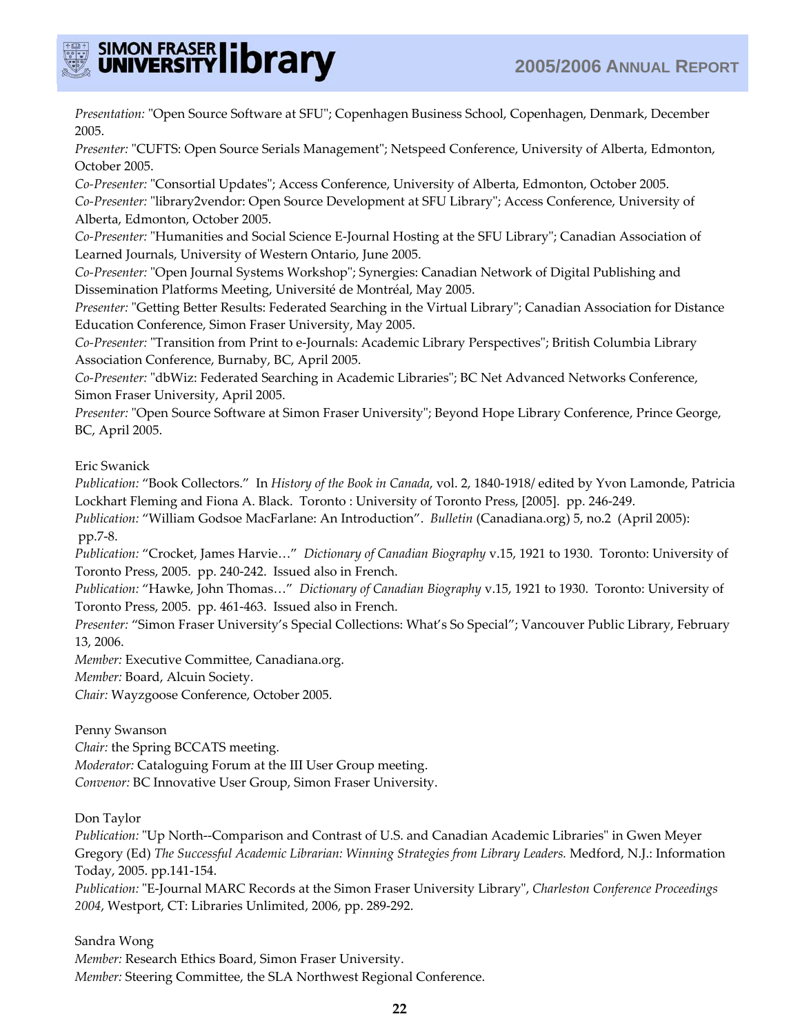*Presentation:* "Open Source Software at SFU"; Copenhagen Business School, Copenhagen, Denmark, December 2005.
*Presenter:* "CUFTS: Open Source Serials Management"; Netspeed Conference, University of Alberta, Edmonton, October 2005.
*Co-Presenter:* "Consortial Updates"; Access Conference, University of Alberta, Edmonton, October 2005.
*Co-Presenter:* "library2vendor: Open Source Development at SFU Library"; Access Conference, University of Alberta, Edmonton, October 2005.
*Co-Presenter:* "Humanities and Social Science E-Journal Hosting at the SFU Library"; Canadian Association of Learned Journals, University of Western Ontario, June 2005.
*Co-Presenter:* "Open Journal Systems Workshop"; Synergies: Canadian Network of Digital Publishing and Dissemination Platforms Meeting, Université de Montréal, May 2005.
*Presenter:* "Getting Better Results: Federated Searching in the Virtual Library"; Canadian Association for Distance Education Conference, Simon Fraser University, May 2005.
*Co-Presenter:* "Transition from Print to e-Journals: Academic Library Perspectives"; British Columbia Library Association Conference, Burnaby, BC, April 2005.
*Co-Presenter:* "dbWiz: Federated Searching in Academic Libraries"; BC Net Advanced Networks Conference, Simon Fraser University, April 2005.
*Presenter:* "Open Source Software at Simon Fraser University"; Beyond Hope Library Conference, Prince George, BC, April 2005.

Eric Swanick
*Publication:* "Book Collectors." In *History of the Book in Canada*, vol. 2, 1840-1918/ edited by Yvon Lamonde, Patricia Lockhart Fleming and Fiona A. Black. Toronto : University of Toronto Press, [2005]. pp. 246-249.
*Publication:* "William Godsoe MacFarlane: An Introduction". *Bulletin* (Canadiana.org) 5, no.2 (April 2005): pp.7-8.
*Publication:* "Crocket, James Harvie…" *Dictionary of Canadian Biography* v.15, 1921 to 1930. Toronto: University of Toronto Press, 2005. pp. 240-242. Issued also in French.
*Publication:* "Hawke, John Thomas…" *Dictionary of Canadian Biography* v.15, 1921 to 1930. Toronto: University of Toronto Press, 2005. pp. 461-463. Issued also in French.
*Presenter:* "Simon Fraser University's Special Collections: What's So Special"; Vancouver Public Library, February 13, 2006.
*Member:* Executive Committee, Canadiana.org.
*Member:* Board, Alcuin Society.
*Chair:* Wayzgoose Conference, October 2005.

Penny Swanson
*Chair:* the Spring BCCATS meeting.
*Moderator:* Cataloguing Forum at the III User Group meeting.
*Convenor:* BC Innovative User Group, Simon Fraser University.

Don Taylor
*Publication:* "Up North--Comparison and Contrast of U.S. and Canadian Academic Libraries" in Gwen Meyer Gregory (Ed) *The Successful Academic Librarian: Winning Strategies from Library Leaders.* Medford, N.J.: Information Today, 2005. pp.141-154.
*Publication:* "E-Journal MARC Records at the Simon Fraser University Library", *Charleston Conference Proceedings 2004*, Westport, CT: Libraries Unlimited, 2006, pp. 289-292.

Sandra Wong
*Member:* Research Ethics Board, Simon Fraser University.
*Member:* Steering Committee, the SLA Northwest Regional Conference.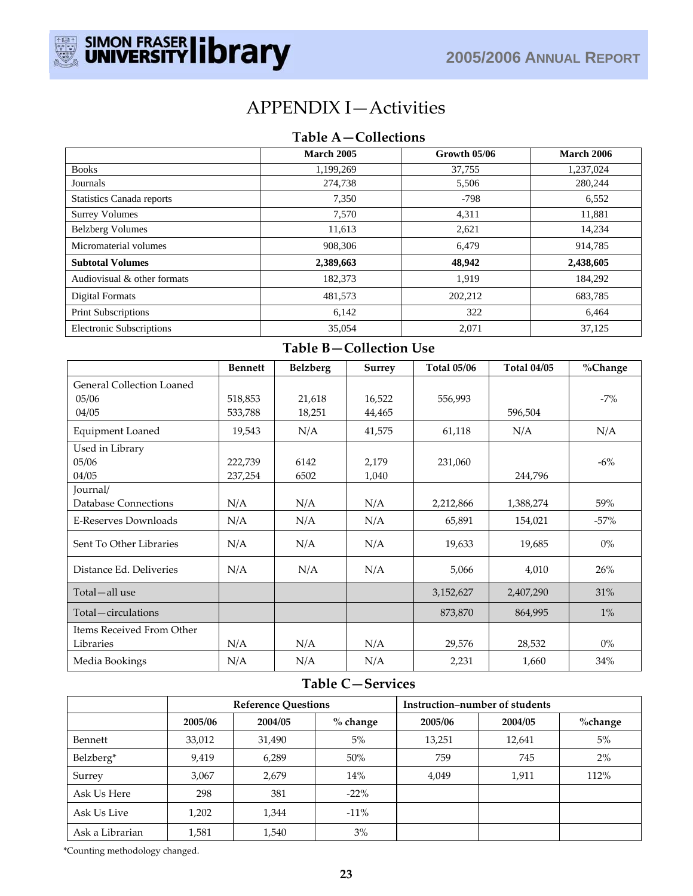# APPENDIX I—Activities

## Table A—Collections

| | March 2005 | Growth 05/06 | March 2006 |
|---|---|---|---|
| Books | 1,199,269 | 37,755 | 1,237,024 |
| Journals | 274,738 | 5,506 | 280,244 |
| Statistics Canada reports | 7,350 | -798 | 6,552 |
| Surrey Volumes | 7,570 | 4,311 | 11,881 |
| Belzberg Volumes | 11,613 | 2,621 | 14,234 |
| Micromaterial volumes | 908,306 | 6,479 | 914,785 |
| **Subtotal Volumes** | **2,389,663** | **48,942** | **2,438,605** |
| Audiovisual & other formats | 182,373 | 1,919 | 184,292 |
| Digital Formats | 481,573 | 202,212 | 683,785 |
| Print Subscriptions | 6,142 | 322 | 6,464 |
| Electronic Subscriptions | 35,054 | 2,071 | 37,125 |

## Table B—Collection Use

| | Bennett | Belzberg | Surrey | Total 05/06 | Total 04/05 | %Change |
|---|---|---|---|---|---|---|
| General Collection Loaned | | | | | | |
| 05/06 | 518,853 | 21,618 | 16,522 | 556,993 | | -7% |
| 04/05 | 533,788 | 18,251 | 44,465 | | 596,504 | |
| Equipment Loaned | 19,543 | N/A | 41,575 | 61,118 | N/A | N/A |
| Used in Library | | | | | | |
| 05/06 | 222,739 | 6142 | 2,179 | 231,060 | | -6% |
| 04/05 | 237,254 | 6502 | 1,040 | | 244,796 | |
| Journal/ Database Connections | N/A | N/A | N/A | 2,212,866 | 1,388,274 | 59% |
| E-Reserves Downloads | N/A | N/A | N/A | 65,891 | 154,021 | -57% |
| Sent To Other Libraries | N/A | N/A | N/A | 19,633 | 19,685 | 0% |
| Distance Ed. Deliveries | N/A | N/A | N/A | 5,066 | 4,010 | 26% |
| Total—all use | | | | 3,152,627 | 2,407,290 | 31% |
| Total—circulations | | | | 873,870 | 864,995 | 1% |
| Items Received From Other Libraries | N/A | N/A | N/A | 29,576 | 28,532 | 0% |
| Media Bookings | N/A | N/A | N/A | 2,231 | 1,660 | 34% |

## Table C—Services

| | Reference Questions | | | Instruction–number of students | | |
|---|---|---|---|---|---|---|
| | 2005/06 | 2004/05 | % change | 2005/06 | 2004/05 | %change |
| Bennett | 33,012 | 31,490 | 5% | 13,251 | 12,641 | 5% |
| Belzberg* | 9,419 | 6,289 | 50% | 759 | 745 | 2% |
| Surrey | 3,067 | 2,679 | 14% | 4,049 | 1,911 | 112% |
| Ask Us Here | 298 | 381 | -22% | | | |
| Ask Us Live | 1,202 | 1,344 | -11% | | | |
| Ask a Librarian | 1,581 | 1,540 | 3% | | | |

*Counting methodology changed.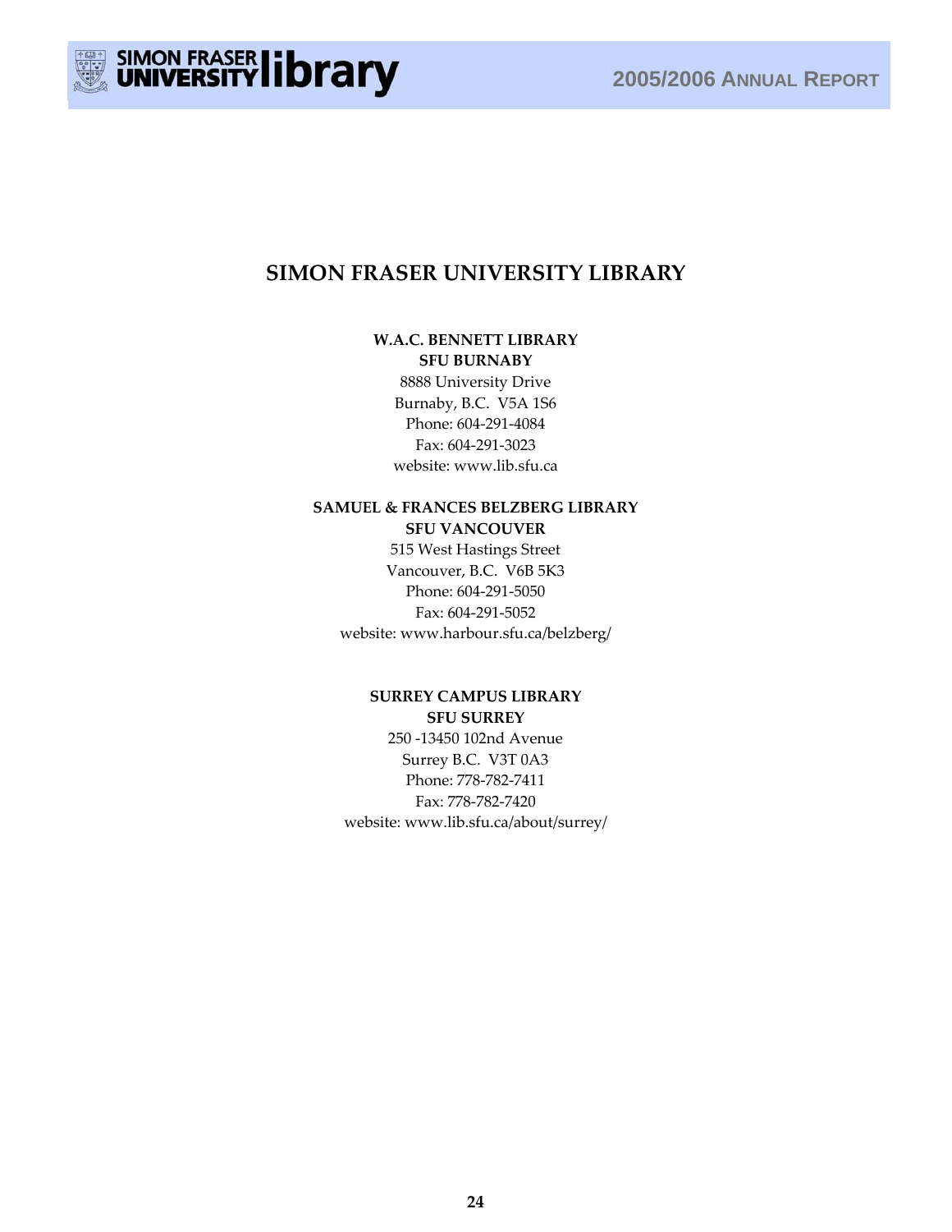# SIMON FRASER UNIVERSITY LIBRARY

**W.A.C. BENNETT LIBRARY**
**SFU BURNABY**
8888 University Drive
Burnaby, B.C.  V5A 1S6
Phone: 604-291-4084
Fax: 604-291-3023
website: www.lib.sfu.ca

**SAMUEL & FRANCES BELZBERG LIBRARY**
**SFU VANCOUVER**
515 West Hastings Street
Vancouver, B.C.  V6B 5K3
Phone: 604-291-5050
Fax: 604-291-5052
website: www.harbour.sfu.ca/belzberg/

**SURREY CAMPUS LIBRARY**
**SFU SURREY**
250 -13450 102nd Avenue
Surrey B.C.  V3T 0A3
Phone: 778-782-7411
Fax: 778-782-7420
website: www.lib.sfu.ca/about/surrey/